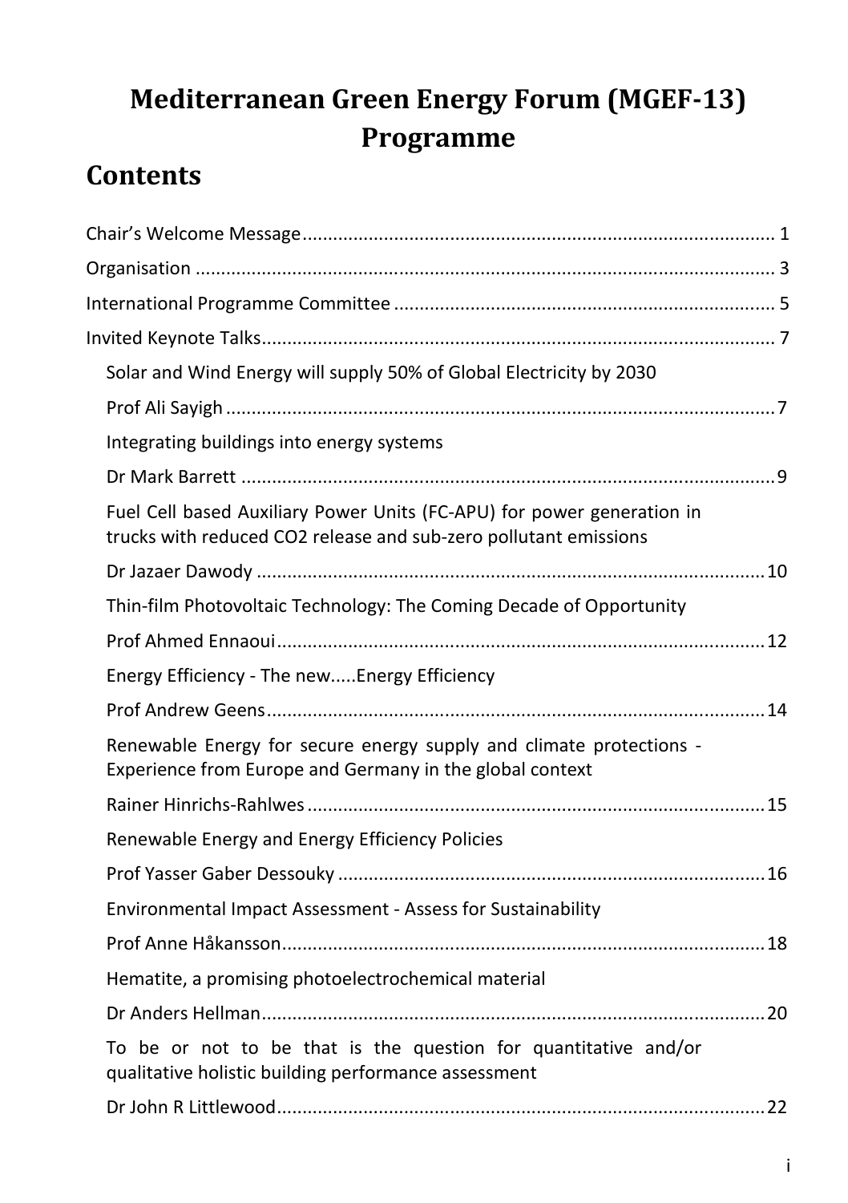# Mediterranean Green Energy Forum (MGEF-13) Programme

## Contents

Chair's Welcome Message ........ 1

Organisation ........ 3

International Programme Committee ........ 5

Invited Keynote Talks ........ 7

- Solar and Wind Energy will supply 50% of Global Electricity by 2030
  Prof Ali Sayigh ........ 7
- Integrating buildings into energy systems
  Dr Mark Barrett ........ 9
- Fuel Cell based Auxiliary Power Units (FC-APU) for power generation in trucks with reduced CO2 release and sub-zero pollutant emissions
  Dr Jazaer Dawody ........ 10
- Thin-film Photovoltaic Technology: The Coming Decade of Opportunity
  Prof Ahmed Ennaoui ........ 12
- Energy Efficiency - The new.....Energy Efficiency
  Prof Andrew Geens ........ 14
- Renewable Energy for secure energy supply and climate protections - Experience from Europe and Germany in the global context
  Rainer Hinrichs-Rahlwes ........ 15
- Renewable Energy and Energy Efficiency Policies
  Prof Yasser Gaber Dessouky ........ 16
- Environmental Impact Assessment - Assess for Sustainability
  Prof Anne Håkansson ........ 18
- Hematite, a promising photoelectrochemical material
  Dr Anders Hellman ........ 20
- To be or not to be that is the question for quantitative and/or qualitative holistic building performance assessment
  Dr John R Littlewood ........ 22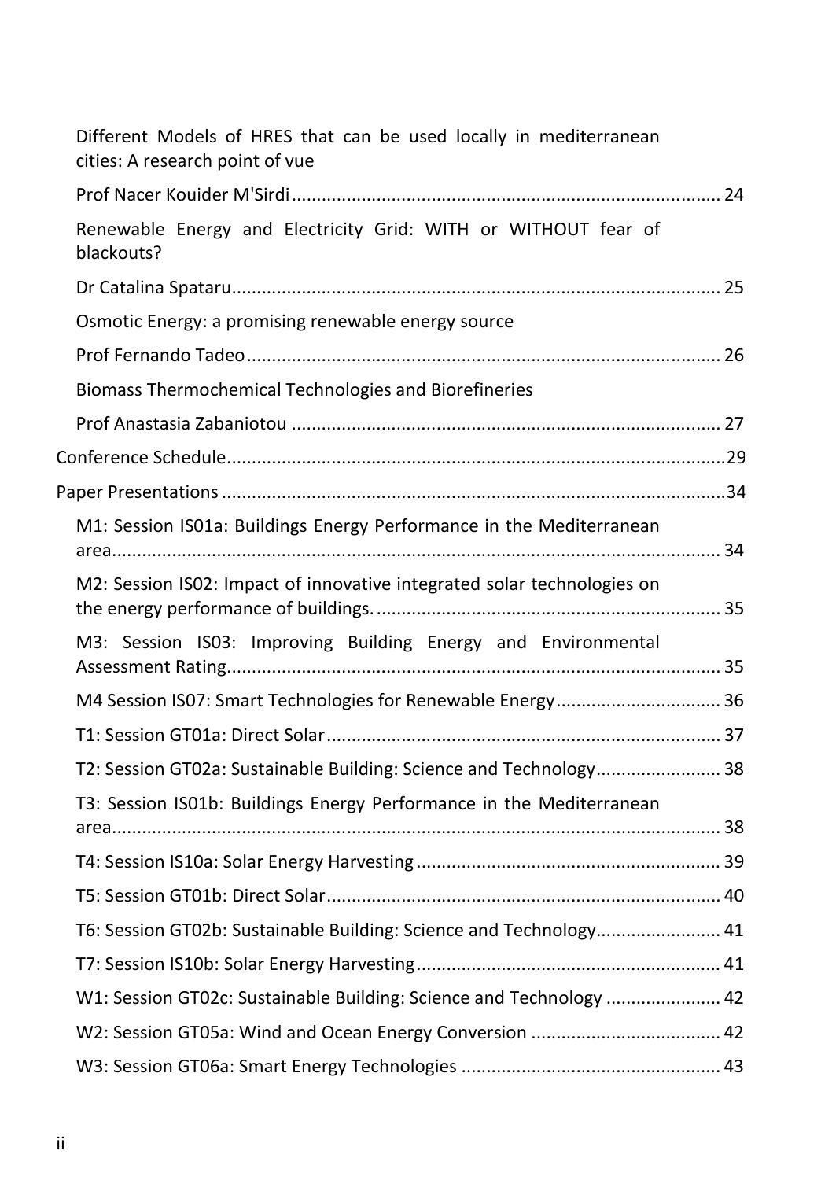Different Models of HRES that can be used locally in mediterranean cities: A research point of vue

Prof Nacer Kouider M'Sirdi ........................................................................................ 24

Renewable Energy and Electricity Grid: WITH or WITHOUT fear of blackouts?

Dr Catalina Spataru ................................................................................................. 25

Osmotic Energy: a promising renewable energy source

Prof Fernando Tadeo ............................................................................................... 26

Biomass Thermochemical Technologies and Biorefineries

Prof Anastasia Zabaniotou ....................................................................................... 27

Conference Schedule ....................................................................................................... 29

Paper Presentations ......................................................................................................... 34

M1: Session IS01a: Buildings Energy Performance in the Mediterranean area ........................................................................................................................ 34

M2: Session IS02: Impact of innovative integrated solar technologies on the energy performance of buildings. ..................................................................... 35

M3: Session IS03: Improving Building Energy and Environmental Assessment Rating ..................................................................................................... 35

M4 Session IS07: Smart Technologies for Renewable Energy ................................. 36

T1: Session GT01a: Direct Solar ............................................................................... 37

T2: Session GT02a: Sustainable Building: Science and Technology ......................... 38

T3: Session IS01b: Buildings Energy Performance in the Mediterranean area ........................................................................................................................ 38

T4: Session IS10a: Solar Energy Harvesting ............................................................. 39

T5: Session GT01b: Direct Solar ............................................................................... 40

T6: Session GT02b: Sustainable Building: Science and Technology ......................... 41

T7: Session IS10b: Solar Energy Harvesting ............................................................. 41

W1: Session GT02c: Sustainable Building: Science and Technology ....................... 42

W2: Session GT05a: Wind and Ocean Energy Conversion ...................................... 42

W3: Session GT06a: Smart Energy Technologies .................................................... 43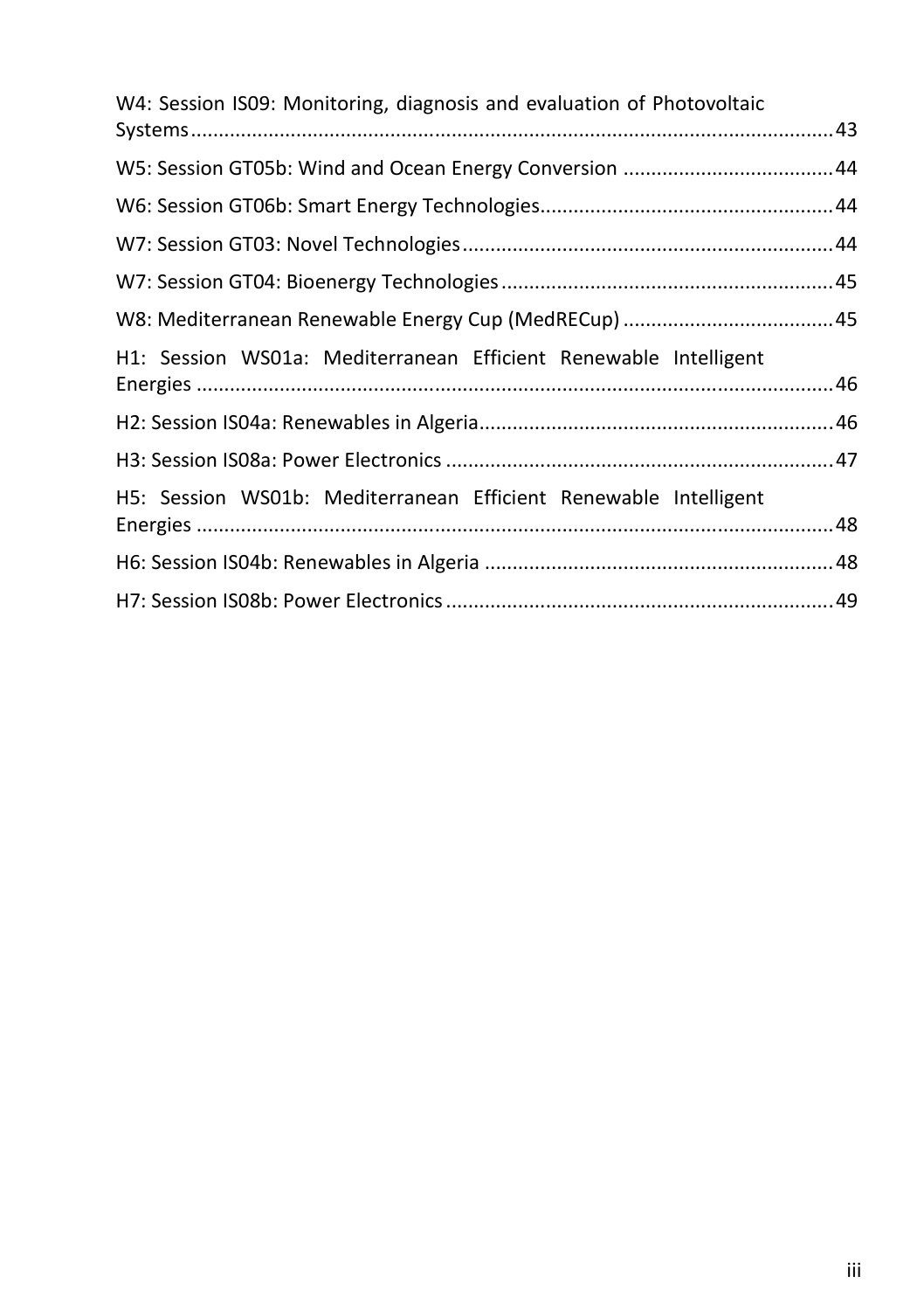W4: Session IS09: Monitoring, diagnosis and evaluation of Photovoltaic Systems ........ 43

W5: Session GT05b: Wind and Ocean Energy Conversion ........ 44

W6: Session GT06b: Smart Energy Technologies ........ 44

W7: Session GT03: Novel Technologies ........ 44

W7: Session GT04: Bioenergy Technologies ........ 45

W8: Mediterranean Renewable Energy Cup (MedRECup) ........ 45

H1: Session WS01a: Mediterranean Efficient Renewable Intelligent Energies ........ 46

H2: Session IS04a: Renewables in Algeria ........ 46

H3: Session IS08a: Power Electronics ........ 47

H5: Session WS01b: Mediterranean Efficient Renewable Intelligent Energies ........ 48

H6: Session IS04b: Renewables in Algeria ........ 48

H7: Session IS08b: Power Electronics ........ 49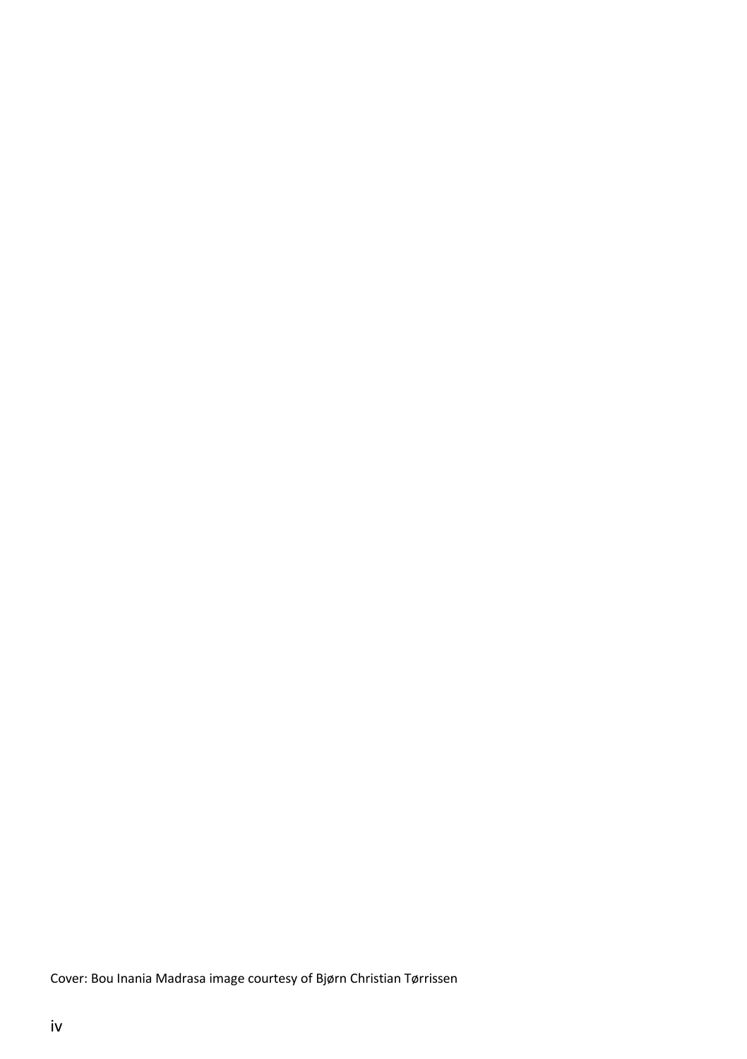Cover: Bou Inania Madrasa image courtesy of Bjørn Christian Tørrissen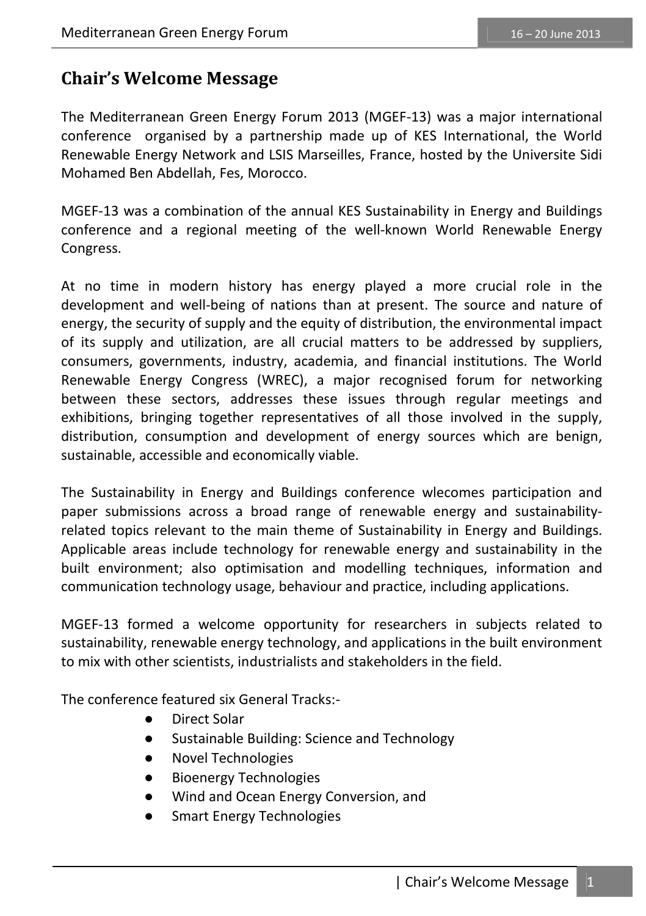## Chair's Welcome Message

The Mediterranean Green Energy Forum 2013 (MGEF-13) was a major international conference organised by a partnership made up of KES International, the World Renewable Energy Network and LSIS Marseilles, France, hosted by the Universite Sidi Mohamed Ben Abdellah, Fes, Morocco.

MGEF-13 was a combination of the annual KES Sustainability in Energy and Buildings conference and a regional meeting of the well-known World Renewable Energy Congress.

At no time in modern history has energy played a more crucial role in the development and well-being of nations than at present. The source and nature of energy, the security of supply and the equity of distribution, the environmental impact of its supply and utilization, are all crucial matters to be addressed by suppliers, consumers, governments, industry, academia, and financial institutions. The World Renewable Energy Congress (WREC), a major recognised forum for networking between these sectors, addresses these issues through regular meetings and exhibitions, bringing together representatives of all those involved in the supply, distribution, consumption and development of energy sources which are benign, sustainable, accessible and economically viable.

The Sustainability in Energy and Buildings conference wlecomes participation and paper submissions across a broad range of renewable energy and sustainability-related topics relevant to the main theme of Sustainability in Energy and Buildings. Applicable areas include technology for renewable energy and sustainability in the built environment; also optimisation and modelling techniques, information and communication technology usage, behaviour and practice, including applications.

MGEF-13 formed a welcome opportunity for researchers in subjects related to sustainability, renewable energy technology, and applications in the built environment to mix with other scientists, industrialists and stakeholders in the field.

The conference featured six General Tracks:-

- Direct Solar
- Sustainable Building: Science and Technology
- Novel Technologies
- Bioenergy Technologies
- Wind and Ocean Energy Conversion, and
- Smart Energy Technologies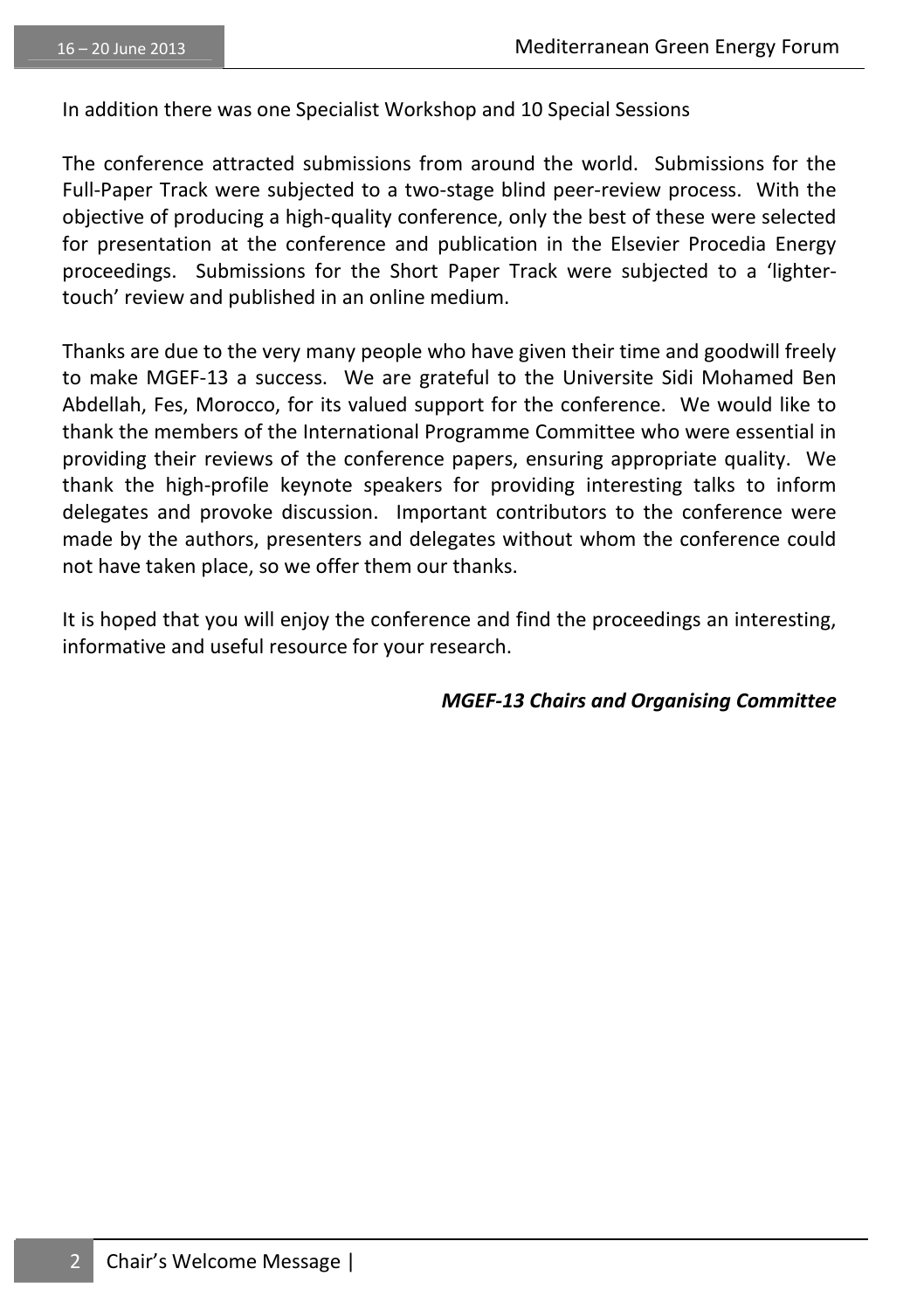In addition there was one Specialist Workshop and 10 Special Sessions

The conference attracted submissions from around the world. Submissions for the Full-Paper Track were subjected to a two-stage blind peer-review process. With the objective of producing a high-quality conference, only the best of these were selected for presentation at the conference and publication in the Elsevier Procedia Energy proceedings. Submissions for the Short Paper Track were subjected to a 'lighter-touch' review and published in an online medium.

Thanks are due to the very many people who have given their time and goodwill freely to make MGEF-13 a success. We are grateful to the Universite Sidi Mohamed Ben Abdellah, Fes, Morocco, for its valued support for the conference. We would like to thank the members of the International Programme Committee who were essential in providing their reviews of the conference papers, ensuring appropriate quality. We thank the high-profile keynote speakers for providing interesting talks to inform delegates and provoke discussion. Important contributors to the conference were made by the authors, presenters and delegates without whom the conference could not have taken place, so we offer them our thanks.

It is hoped that you will enjoy the conference and find the proceedings an interesting, informative and useful resource for your research.

***MGEF-13 Chairs and Organising Committee***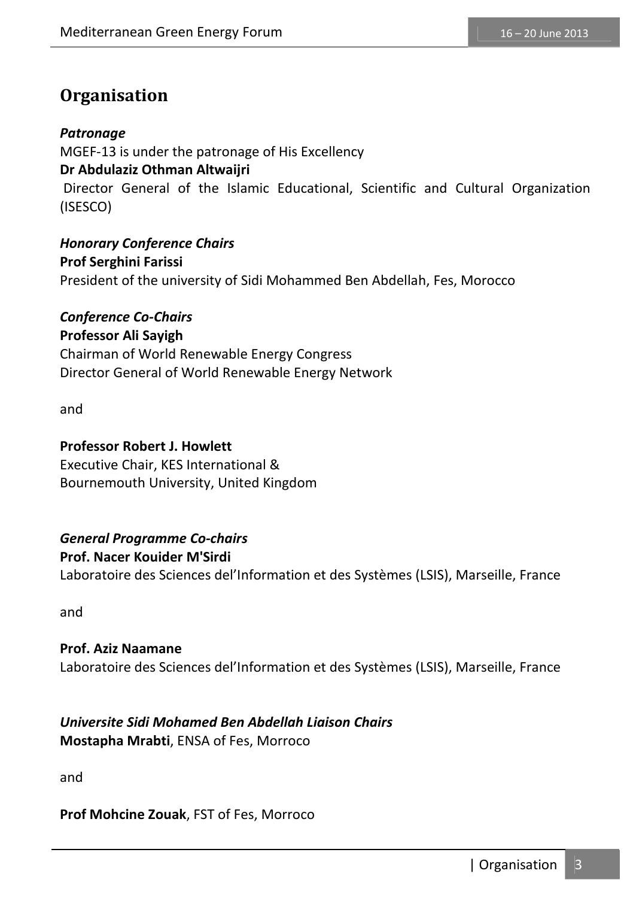# Organisation

***Patronage***

MGEF-13 is under the patronage of His Excellency

**Dr Abdulaziz Othman Altwaijri**

Director General of the Islamic Educational, Scientific and Cultural Organization (ISESCO)

***Honorary Conference Chairs***

**Prof Serghini Farissi**

President of the university of Sidi Mohammed Ben Abdellah, Fes, Morocco

***Conference Co-Chairs***

**Professor Ali Sayigh**

Chairman of World Renewable Energy Congress

Director General of World Renewable Energy Network

and

**Professor Robert J. Howlett**

Executive Chair, KES International &

Bournemouth University, United Kingdom

***General Programme Co-chairs***

**Prof. Nacer Kouider M'Sirdi**

Laboratoire des Sciences del'Information et des Systèmes (LSIS), Marseille, France

and

**Prof. Aziz Naamane**

Laboratoire des Sciences del'Information et des Systèmes (LSIS), Marseille, France

***Universite Sidi Mohamed Ben Abdellah Liaison Chairs***

**Mostapha Mrabti**, ENSA of Fes, Morroco

and

**Prof Mohcine Zouak**, FST of Fes, Morroco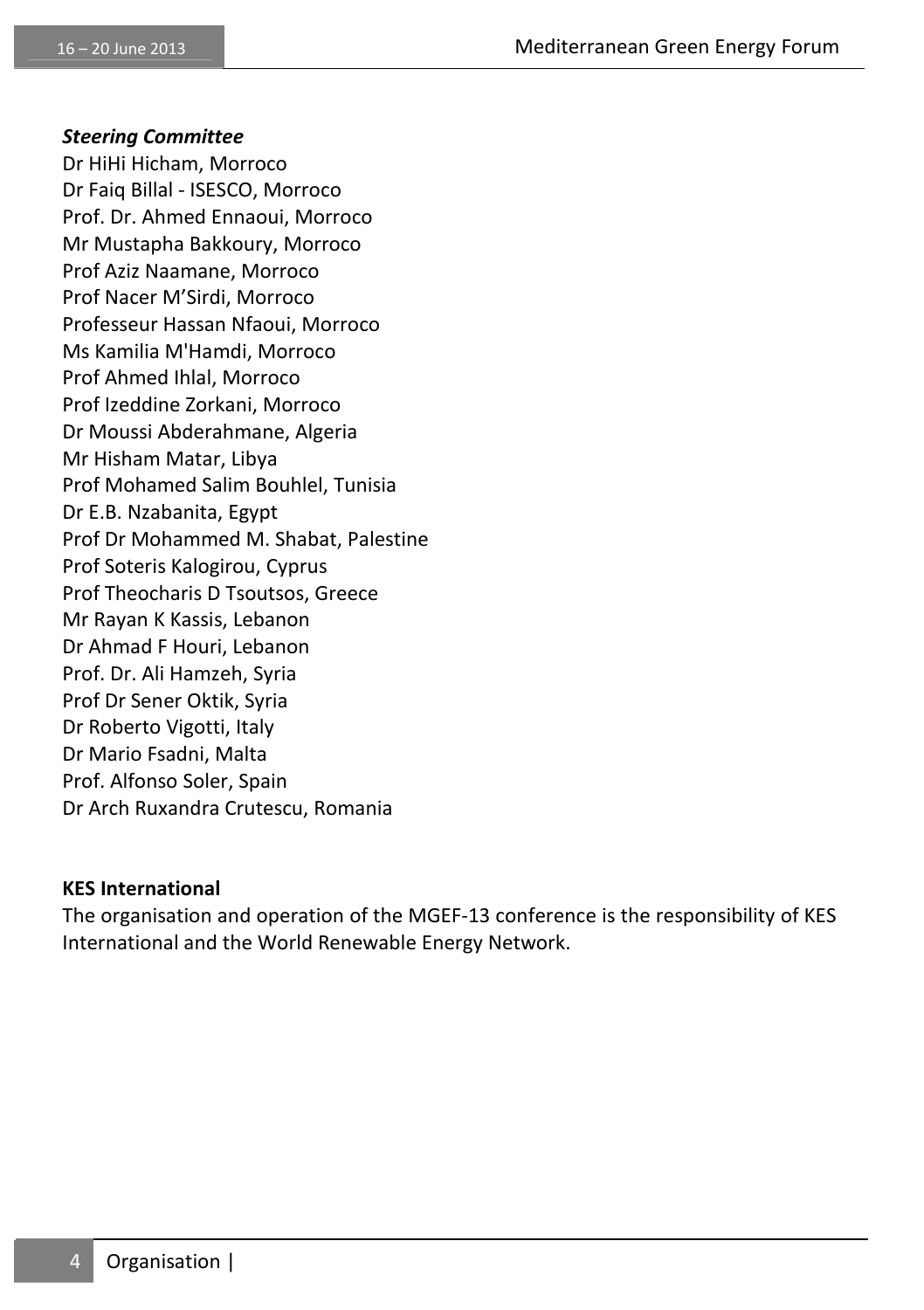### *Steering Committee*

Dr HiHi Hicham, Morroco
Dr Faiq Billal - ISESCO, Morroco
Prof. Dr. Ahmed Ennaoui, Morroco
Mr Mustapha Bakkoury, Morroco
Prof Aziz Naamane, Morroco
Prof Nacer M'Sirdi, Morroco
Professeur Hassan Nfaoui, Morroco
Ms Kamilia M'Hamdi, Morroco
Prof Ahmed Ihlal, Morroco
Prof Izeddine Zorkani, Morroco
Dr Moussi Abderahmane, Algeria
Mr Hisham Matar, Libya
Prof Mohamed Salim Bouhlel, Tunisia
Dr E.B. Nzabanita, Egypt
Prof Dr Mohammed M. Shabat, Palestine
Prof Soteris Kalogirou, Cyprus
Prof Theocharis D Tsoutsos, Greece
Mr Rayan K Kassis, Lebanon
Dr Ahmad F Houri, Lebanon
Prof. Dr. Ali Hamzeh, Syria
Prof Dr Sener Oktik, Syria
Dr Roberto Vigotti, Italy
Dr Mario Fsadni, Malta
Prof. Alfonso Soler, Spain
Dr Arch Ruxandra Crutescu, Romania

### KES International

The organisation and operation of the MGEF-13 conference is the responsibility of KES International and the World Renewable Energy Network.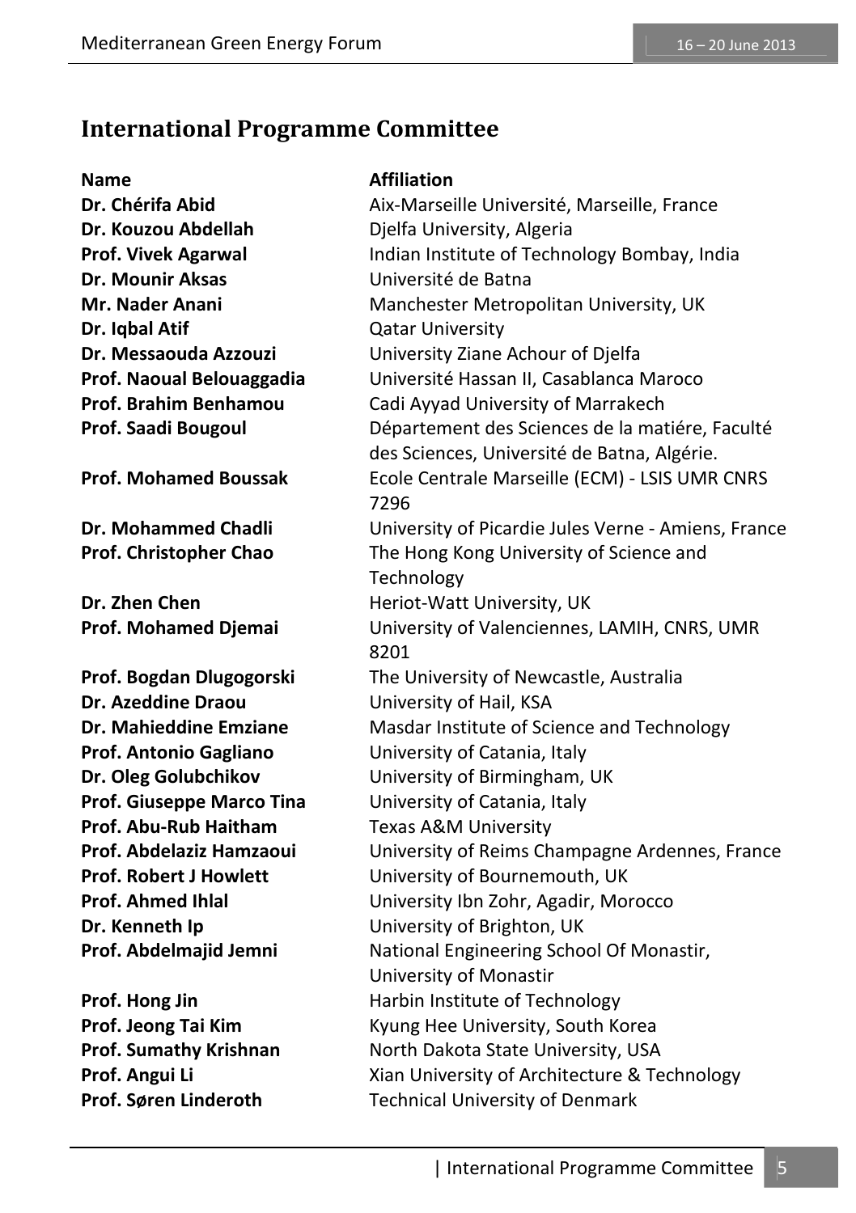## International Programme Committee

| Name | Affiliation |
|---|---|
| **Dr. Chérifa Abid** | Aix-Marseille Université, Marseille, France |
| **Dr. Kouzou Abdellah** | Djelfa University, Algeria |
| **Prof. Vivek Agarwal** | Indian Institute of Technology Bombay, India |
| **Dr. Mounir Aksas** | Université de Batna |
| **Mr. Nader Anani** | Manchester Metropolitan University, UK |
| **Dr. Iqbal Atif** | Qatar University |
| **Dr. Messaouda Azzouzi** | University Ziane Achour of Djelfa |
| **Prof. Naoual Belouaggadia** | Université Hassan II, Casablanca Maroco |
| **Prof. Brahim Benhamou** | Cadi Ayyad University of Marrakech |
| **Prof. Saadi Bougoul** | Département des Sciences de la matiére, Faculté des Sciences, Université de Batna, Algérie. |
| **Prof. Mohamed Boussak** | Ecole Centrale Marseille (ECM) - LSIS UMR CNRS 7296 |
| **Dr. Mohammed Chadli** | University of Picardie Jules Verne - Amiens, France |
| **Prof. Christopher Chao** | The Hong Kong University of Science and Technology |
| **Dr. Zhen Chen** | Heriot-Watt University, UK |
| **Prof. Mohamed Djemai** | University of Valenciennes, LAMIH, CNRS, UMR 8201 |
| **Prof. Bogdan Dlugogorski** | The University of Newcastle, Australia |
| **Dr. Azeddine Draou** | University of Hail, KSA |
| **Dr. Mahieddine Emziane** | Masdar Institute of Science and Technology |
| **Prof. Antonio Gagliano** | University of Catania, Italy |
| **Dr. Oleg Golubchikov** | University of Birmingham, UK |
| **Prof. Giuseppe Marco Tina** | University of Catania, Italy |
| **Prof. Abu-Rub Haitham** | Texas A&M University |
| **Prof. Abdelaziz Hamzaoui** | University of Reims Champagne Ardennes, France |
| **Prof. Robert J Howlett** | University of Bournemouth, UK |
| **Prof. Ahmed Ihlal** | University Ibn Zohr, Agadir, Morocco |
| **Dr. Kenneth Ip** | University of Brighton, UK |
| **Prof. Abdelmajid Jemni** | National Engineering School Of Monastir, University of Monastir |
| **Prof. Hong Jin** | Harbin Institute of Technology |
| **Prof. Jeong Tai Kim** | Kyung Hee University, South Korea |
| **Prof. Sumathy Krishnan** | North Dakota State University, USA |
| **Prof. Angui Li** | Xian University of Architecture & Technology |
| **Prof. Søren Linderoth** | Technical University of Denmark |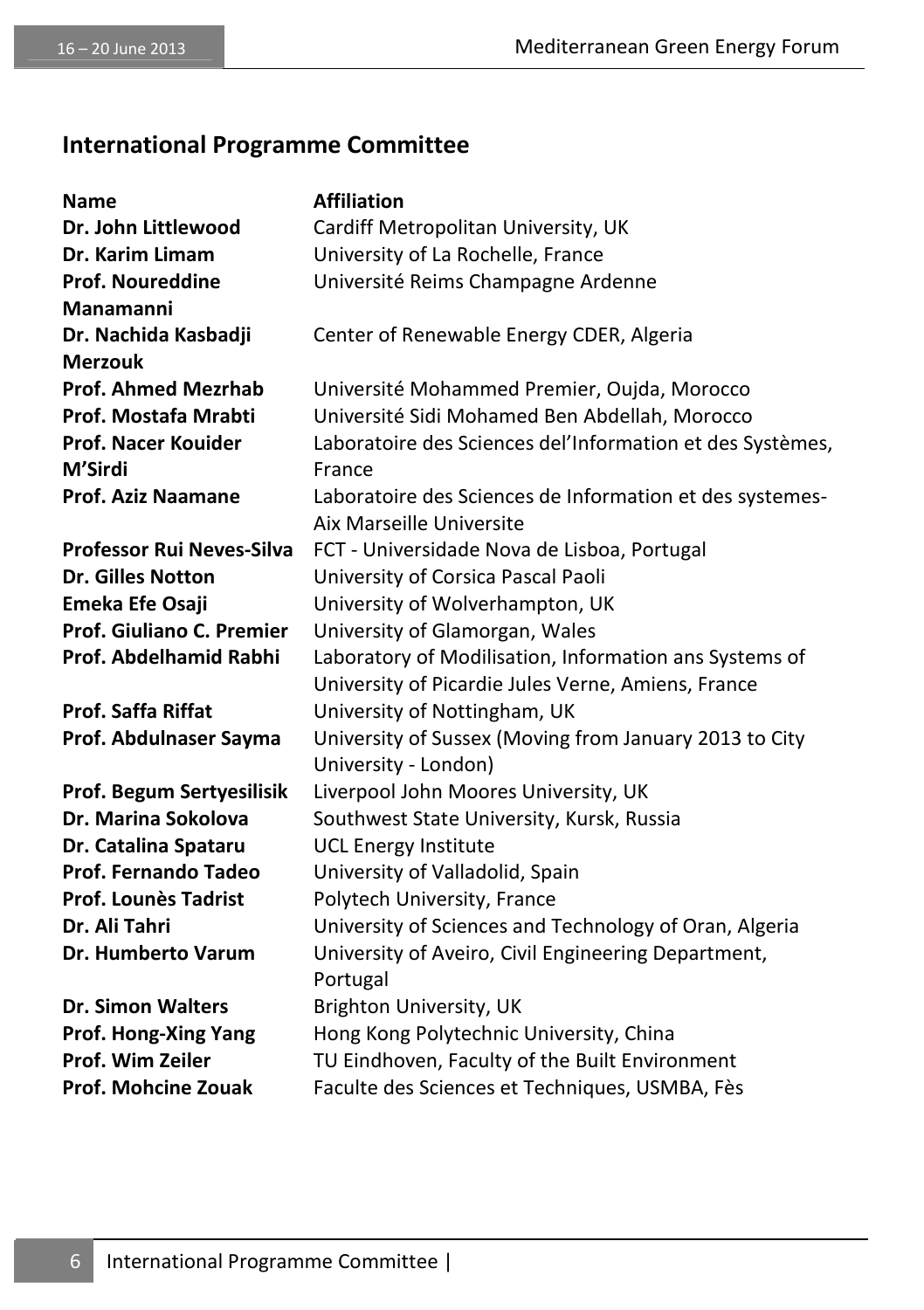## International Programme Committee

| Name | Affiliation |
|---|---|
| **Dr. John Littlewood** | Cardiff Metropolitan University, UK |
| **Dr. Karim Limam** | University of La Rochelle, France |
| **Prof. Noureddine Manamanni** | Université Reims Champagne Ardenne |
| **Dr. Nachida Kasbadji Merzouk** | Center of Renewable Energy CDER, Algeria |
| **Prof. Ahmed Mezrhab** | Université Mohammed Premier, Oujda, Morocco |
| **Prof. Mostafa Mrabti** | Université Sidi Mohamed Ben Abdellah, Morocco |
| **Prof. Nacer Kouider M'Sirdi** | Laboratoire des Sciences del'Information et des Systèmes, France |
| **Prof. Aziz Naamane** | Laboratoire des Sciences de Information et des systemes-Aix Marseille Universite |
| **Professor Rui Neves-Silva** | FCT - Universidade Nova de Lisboa, Portugal |
| **Dr. Gilles Notton** | University of Corsica Pascal Paoli |
| **Emeka Efe Osaji** | University of Wolverhampton, UK |
| **Prof. Giuliano C. Premier** | University of Glamorgan, Wales |
| **Prof. Abdelhamid Rabhi** | Laboratory of Modilisation, Information ans Systems of University of Picardie Jules Verne, Amiens, France |
| **Prof. Saffa Riffat** | University of Nottingham, UK |
| **Prof. Abdulnaser Sayma** | University of Sussex (Moving from January 2013 to City University - London) |
| **Prof. Begum Sertyesilisik** | Liverpool John Moores University, UK |
| **Dr. Marina Sokolova** | Southwest State University, Kursk, Russia |
| **Dr. Catalina Spataru** | UCL Energy Institute |
| **Prof. Fernando Tadeo** | University of Valladolid, Spain |
| **Prof. Lounès Tadrist** | Polytech University, France |
| **Dr. Ali Tahri** | University of Sciences and Technology of Oran, Algeria |
| **Dr. Humberto Varum** | University of Aveiro, Civil Engineering Department, Portugal |
| **Dr. Simon Walters** | Brighton University, UK |
| **Prof. Hong-Xing Yang** | Hong Kong Polytechnic University, China |
| **Prof. Wim Zeiler** | TU Eindhoven, Faculty of the Built Environment |
| **Prof. Mohcine Zouak** | Faculte des Sciences et Techniques, USMBA, Fès |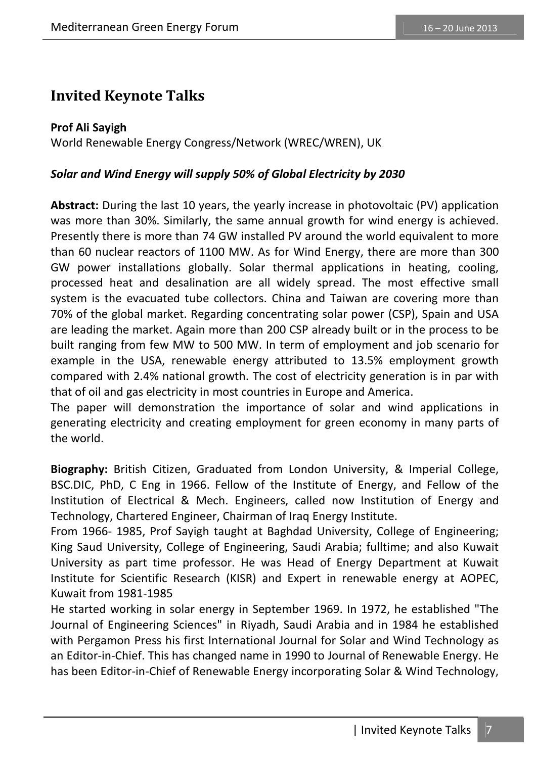# Invited Keynote Talks

**Prof Ali Sayigh**
World Renewable Energy Congress/Network (WREC/WREN), UK

***Solar and Wind Energy will supply 50% of Global Electricity by 2030***

**Abstract:** During the last 10 years, the yearly increase in photovoltaic (PV) application was more than 30%. Similarly, the same annual growth for wind energy is achieved. Presently there is more than 74 GW installed PV around the world equivalent to more than 60 nuclear reactors of 1100 MW. As for Wind Energy, there are more than 300 GW power installations globally. Solar thermal applications in heating, cooling, processed heat and desalination are all widely spread. The most effective small system is the evacuated tube collectors. China and Taiwan are covering more than 70% of the global market. Regarding concentrating solar power (CSP), Spain and USA are leading the market. Again more than 200 CSP already built or in the process to be built ranging from few MW to 500 MW. In term of employment and job scenario for example in the USA, renewable energy attributed to 13.5% employment growth compared with 2.4% national growth. The cost of electricity generation is in par with that of oil and gas electricity in most countries in Europe and America.
The paper will demonstration the importance of solar and wind applications in generating electricity and creating employment for green economy in many parts of the world.

**Biography:** British Citizen, Graduated from London University, & Imperial College, BSC.DIC, PhD, C Eng in 1966. Fellow of the Institute of Energy, and Fellow of the Institution of Electrical & Mech. Engineers, called now Institution of Energy and Technology, Chartered Engineer, Chairman of Iraq Energy Institute.
From 1966- 1985, Prof Sayigh taught at Baghdad University, College of Engineering; King Saud University, College of Engineering, Saudi Arabia; fulltime; and also Kuwait University as part time professor. He was Head of Energy Department at Kuwait Institute for Scientific Research (KISR) and Expert in renewable energy at AOPEC, Kuwait from 1981-1985
He started working in solar energy in September 1969. In 1972, he established "The Journal of Engineering Sciences" in Riyadh, Saudi Arabia and in 1984 he established with Pergamon Press his first International Journal for Solar and Wind Technology as an Editor-in-Chief. This has changed name in 1990 to Journal of Renewable Energy. He has been Editor-in-Chief of Renewable Energy incorporating Solar & Wind Technology,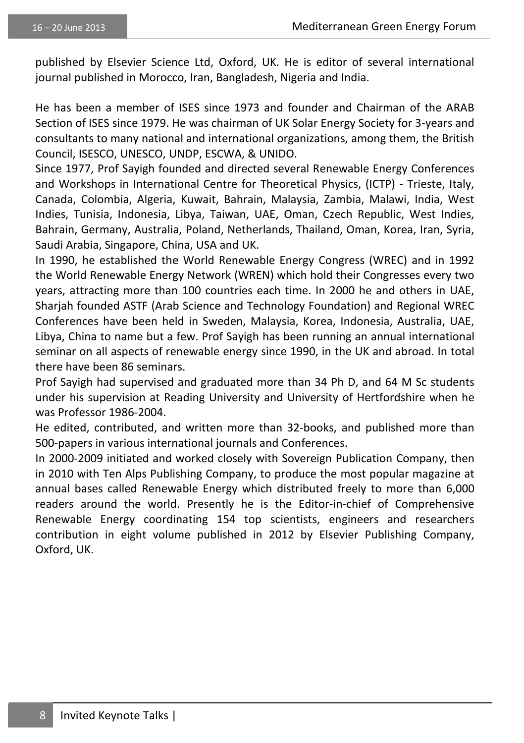published by Elsevier Science Ltd, Oxford, UK. He is editor of several international journal published in Morocco, Iran, Bangladesh, Nigeria and India.

He has been a member of ISES since 1973 and founder and Chairman of the ARAB Section of ISES since 1979. He was chairman of UK Solar Energy Society for 3-years and consultants to many national and international organizations, among them, the British Council, ISESCO, UNESCO, UNDP, ESCWA, & UNIDO.

Since 1977, Prof Sayigh founded and directed several Renewable Energy Conferences and Workshops in International Centre for Theoretical Physics, (ICTP) - Trieste, Italy, Canada, Colombia, Algeria, Kuwait, Bahrain, Malaysia, Zambia, Malawi, India, West Indies, Tunisia, Indonesia, Libya, Taiwan, UAE, Oman, Czech Republic, West Indies, Bahrain, Germany, Australia, Poland, Netherlands, Thailand, Oman, Korea, Iran, Syria, Saudi Arabia, Singapore, China, USA and UK.

In 1990, he established the World Renewable Energy Congress (WREC) and in 1992 the World Renewable Energy Network (WREN) which hold their Congresses every two years, attracting more than 100 countries each time. In 2000 he and others in UAE, Sharjah founded ASTF (Arab Science and Technology Foundation) and Regional WREC Conferences have been held in Sweden, Malaysia, Korea, Indonesia, Australia, UAE, Libya, China to name but a few. Prof Sayigh has been running an annual international seminar on all aspects of renewable energy since 1990, in the UK and abroad. In total there have been 86 seminars.

Prof Sayigh had supervised and graduated more than 34 Ph D, and 64 M Sc students under his supervision at Reading University and University of Hertfordshire when he was Professor 1986-2004.

He edited, contributed, and written more than 32-books, and published more than 500-papers in various international journals and Conferences.

In 2000-2009 initiated and worked closely with Sovereign Publication Company, then in 2010 with Ten Alps Publishing Company, to produce the most popular magazine at annual bases called Renewable Energy which distributed freely to more than 6,000 readers around the world. Presently he is the Editor-in-chief of Comprehensive Renewable Energy coordinating 154 top scientists, engineers and researchers contribution in eight volume published in 2012 by Elsevier Publishing Company, Oxford, UK.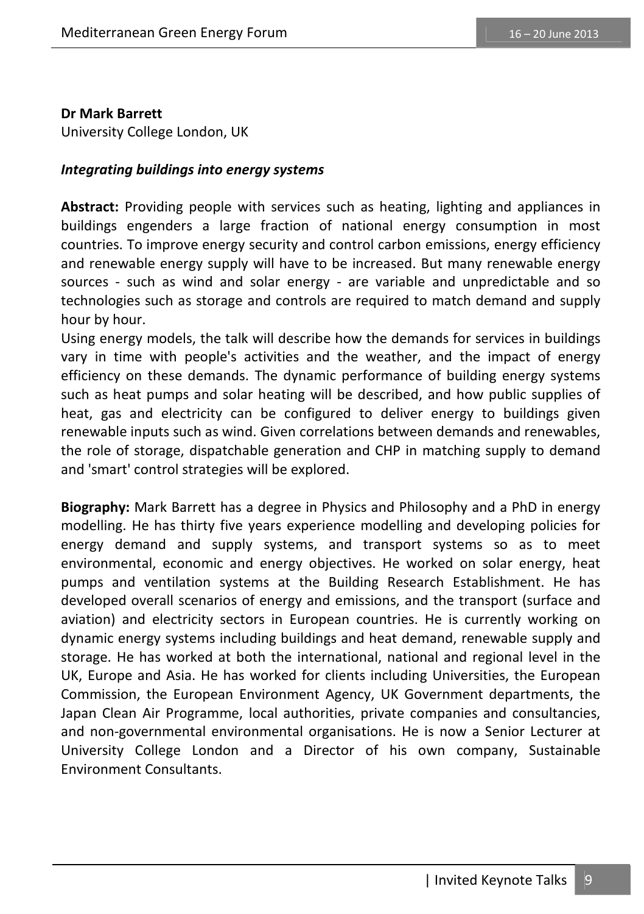**Dr Mark Barrett**
University College London, UK

***Integrating buildings into energy systems***

**Abstract:** Providing people with services such as heating, lighting and appliances in buildings engenders a large fraction of national energy consumption in most countries. To improve energy security and control carbon emissions, energy efficiency and renewable energy supply will have to be increased. But many renewable energy sources - such as wind and solar energy - are variable and unpredictable and so technologies such as storage and controls are required to match demand and supply hour by hour.

Using energy models, the talk will describe how the demands for services in buildings vary in time with people's activities and the weather, and the impact of energy efficiency on these demands. The dynamic performance of building energy systems such as heat pumps and solar heating will be described, and how public supplies of heat, gas and electricity can be configured to deliver energy to buildings given renewable inputs such as wind. Given correlations between demands and renewables, the role of storage, dispatchable generation and CHP in matching supply to demand and 'smart' control strategies will be explored.

**Biography:** Mark Barrett has a degree in Physics and Philosophy and a PhD in energy modelling. He has thirty five years experience modelling and developing policies for energy demand and supply systems, and transport systems so as to meet environmental, economic and energy objectives. He worked on solar energy, heat pumps and ventilation systems at the Building Research Establishment. He has developed overall scenarios of energy and emissions, and the transport (surface and aviation) and electricity sectors in European countries. He is currently working on dynamic energy systems including buildings and heat demand, renewable supply and storage. He has worked at both the international, national and regional level in the UK, Europe and Asia. He has worked for clients including Universities, the European Commission, the European Environment Agency, UK Government departments, the Japan Clean Air Programme, local authorities, private companies and consultancies, and non-governmental environmental organisations. He is now a Senior Lecturer at University College London and a Director of his own company, Sustainable Environment Consultants.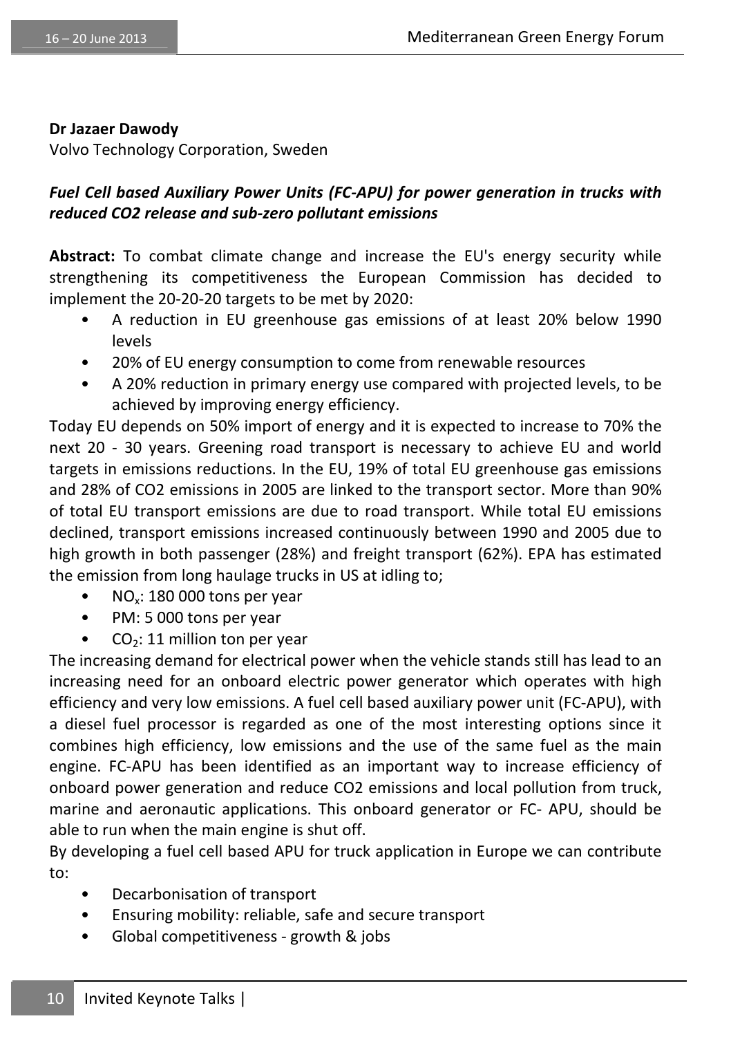**Dr Jazaer Dawody**
Volvo Technology Corporation, Sweden

***Fuel Cell based Auxiliary Power Units (FC-APU) for power generation in trucks with reduced CO2 release and sub-zero pollutant emissions***

**Abstract:** To combat climate change and increase the EU's energy security while strengthening its competitiveness the European Commission has decided to implement the 20-20-20 targets to be met by 2020:

- A reduction in EU greenhouse gas emissions of at least 20% below 1990 levels
- 20% of EU energy consumption to come from renewable resources
- A 20% reduction in primary energy use compared with projected levels, to be achieved by improving energy efficiency.

Today EU depends on 50% import of energy and it is expected to increase to 70% the next 20 - 30 years. Greening road transport is necessary to achieve EU and world targets in emissions reductions. In the EU, 19% of total EU greenhouse gas emissions and 28% of CO2 emissions in 2005 are linked to the transport sector. More than 90% of total EU transport emissions are due to road transport. While total EU emissions declined, transport emissions increased continuously between 1990 and 2005 due to high growth in both passenger (28%) and freight transport (62%). EPA has estimated the emission from long haulage trucks in US at idling to;

- $NO_x$: 180 000 tons per year
- PM: 5 000 tons per year
- $CO_2$: 11 million ton per year

The increasing demand for electrical power when the vehicle stands still has lead to an increasing need for an onboard electric power generator which operates with high efficiency and very low emissions. A fuel cell based auxiliary power unit (FC-APU), with a diesel fuel processor is regarded as one of the most interesting options since it combines high efficiency, low emissions and the use of the same fuel as the main engine. FC-APU has been identified as an important way to increase efficiency of onboard power generation and reduce CO2 emissions and local pollution from truck, marine and aeronautic applications. This onboard generator or FC- APU, should be able to run when the main engine is shut off.

By developing a fuel cell based APU for truck application in Europe we can contribute to:

- Decarbonisation of transport
- Ensuring mobility: reliable, safe and secure transport
- Global competitiveness - growth & jobs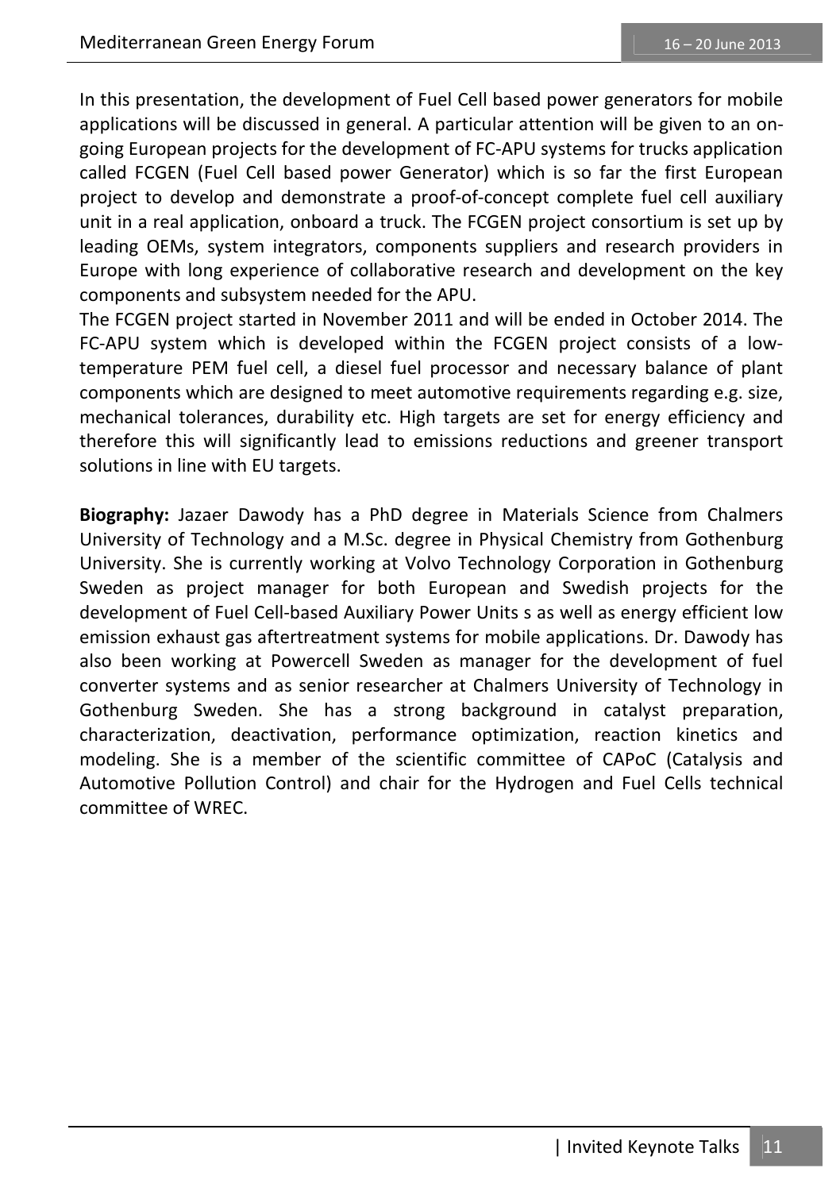In this presentation, the development of Fuel Cell based power generators for mobile applications will be discussed in general. A particular attention will be given to an on-going European projects for the development of FC-APU systems for trucks application called FCGEN (Fuel Cell based power Generator) which is so far the first European project to develop and demonstrate a proof-of-concept complete fuel cell auxiliary unit in a real application, onboard a truck. The FCGEN project consortium is set up by leading OEMs, system integrators, components suppliers and research providers in Europe with long experience of collaborative research and development on the key components and subsystem needed for the APU.
The FCGEN project started in November 2011 and will be ended in October 2014. The FC-APU system which is developed within the FCGEN project consists of a low-temperature PEM fuel cell, a diesel fuel processor and necessary balance of plant components which are designed to meet automotive requirements regarding e.g. size, mechanical tolerances, durability etc. High targets are set for energy efficiency and therefore this will significantly lead to emissions reductions and greener transport solutions in line with EU targets.

**Biography:** Jazaer Dawody has a PhD degree in Materials Science from Chalmers University of Technology and a M.Sc. degree in Physical Chemistry from Gothenburg University. She is currently working at Volvo Technology Corporation in Gothenburg Sweden as project manager for both European and Swedish projects for the development of Fuel Cell-based Auxiliary Power Units s as well as energy efficient low emission exhaust gas aftertreatment systems for mobile applications. Dr. Dawody has also been working at Powercell Sweden as manager for the development of fuel converter systems and as senior researcher at Chalmers University of Technology in Gothenburg Sweden. She has a strong background in catalyst preparation, characterization, deactivation, performance optimization, reaction kinetics and modeling. She is a member of the scientific committee of CAPoC (Catalysis and Automotive Pollution Control) and chair for the Hydrogen and Fuel Cells technical committee of WREC.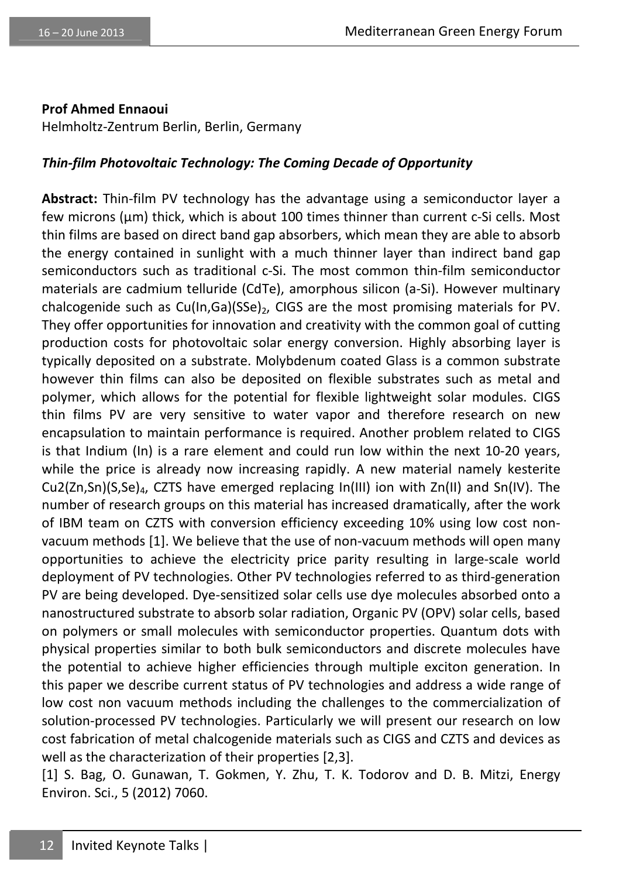**Prof Ahmed Ennaoui**
Helmholtz-Zentrum Berlin, Berlin, Germany

***Thin-film Photovoltaic Technology: The Coming Decade of Opportunity***

**Abstract:** Thin-film PV technology has the advantage using a semiconductor layer a few microns (μm) thick, which is about 100 times thinner than current c-Si cells. Most thin films are based on direct band gap absorbers, which mean they are able to absorb the energy contained in sunlight with a much thinner layer than indirect band gap semiconductors such as traditional c-Si. The most common thin-film semiconductor materials are cadmium telluride (CdTe), amorphous silicon (a-Si). However multinary chalcogenide such as $Cu(In,Ga)(SSe)_2$, CIGS are the most promising materials for PV. They offer opportunities for innovation and creativity with the common goal of cutting production costs for photovoltaic solar energy conversion. Highly absorbing layer is typically deposited on a substrate. Molybdenum coated Glass is a common substrate however thin films can also be deposited on flexible substrates such as metal and polymer, which allows for the potential for flexible lightweight solar modules. CIGS thin films PV are very sensitive to water vapor and therefore research on new encapsulation to maintain performance is required. Another problem related to CIGS is that Indium (In) is a rare element and could run low within the next 10-20 years, while the price is already now increasing rapidly. A new material namely kesterite $Cu2(Zn,Sn)(S,Se)_4$, CZTS have emerged replacing In(III) ion with Zn(II) and Sn(IV). The number of research groups on this material has increased dramatically, after the work of IBM team on CZTS with conversion efficiency exceeding 10% using low cost non-vacuum methods [1]. We believe that the use of non-vacuum methods will open many opportunities to achieve the electricity price parity resulting in large-scale world deployment of PV technologies. Other PV technologies referred to as third-generation PV are being developed. Dye-sensitized solar cells use dye molecules absorbed onto a nanostructured substrate to absorb solar radiation, Organic PV (OPV) solar cells, based on polymers or small molecules with semiconductor properties. Quantum dots with physical properties similar to both bulk semiconductors and discrete molecules have the potential to achieve higher efficiencies through multiple exciton generation. In this paper we describe current status of PV technologies and address a wide range of low cost non vacuum methods including the challenges to the commercialization of solution-processed PV technologies. Particularly we will present our research on low cost fabrication of metal chalcogenide materials such as CIGS and CZTS and devices as well as the characterization of their properties [2,3].

[1] S. Bag, O. Gunawan, T. Gokmen, Y. Zhu, T. K. Todorov and D. B. Mitzi, Energy Environ. Sci., 5 (2012) 7060.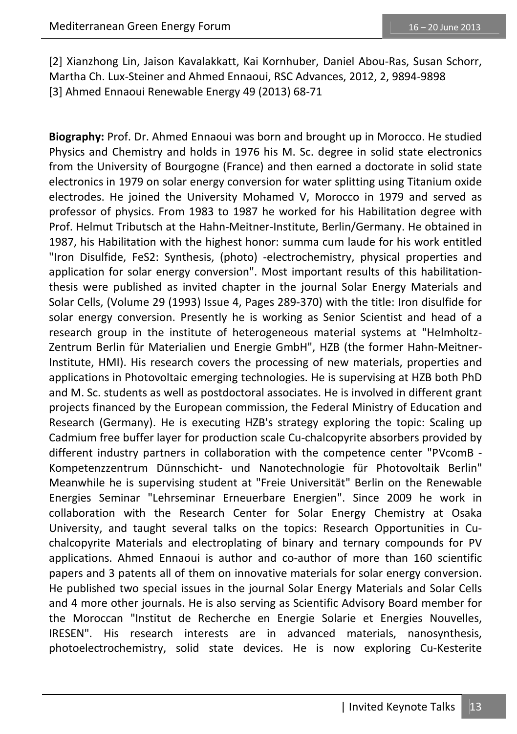[2] Xianzhong Lin, Jaison Kavalakkatt, Kai Kornhuber, Daniel Abou-Ras, Susan Schorr, Martha Ch. Lux-Steiner and Ahmed Ennaoui, RSC Advances, 2012, 2, 9894-9898
[3] Ahmed Ennaoui Renewable Energy 49 (2013) 68-71

**Biography:** Prof. Dr. Ahmed Ennaoui was born and brought up in Morocco. He studied Physics and Chemistry and holds in 1976 his M. Sc. degree in solid state electronics from the University of Bourgogne (France) and then earned a doctorate in solid state electronics in 1979 on solar energy conversion for water splitting using Titanium oxide electrodes. He joined the University Mohamed V, Morocco in 1979 and served as professor of physics. From 1983 to 1987 he worked for his Habilitation degree with Prof. Helmut Tributsch at the Hahn-Meitner-Institute, Berlin/Germany. He obtained in 1987, his Habilitation with the highest honor: summa cum laude for his work entitled "Iron Disulfide, $FeS_2$: Synthesis, (photo) -electrochemistry, physical properties and application for solar energy conversion". Most important results of this habilitation-thesis were published as invited chapter in the journal Solar Energy Materials and Solar Cells, (Volume 29 (1993) Issue 4, Pages 289-370) with the title: Iron disulfide for solar energy conversion. Presently he is working as Senior Scientist and head of a research group in the institute of heterogeneous material systems at "Helmholtz-Zentrum Berlin für Materialien und Energie GmbH", HZB (the former Hahn-Meitner-Institute, HMI). His research covers the processing of new materials, properties and applications in Photovoltaic emerging technologies. He is supervising at HZB both PhD and M. Sc. students as well as postdoctoral associates. He is involved in different grant projects financed by the European commission, the Federal Ministry of Education and Research (Germany). He is executing HZB's strategy exploring the topic: Scaling up Cadmium free buffer layer for production scale Cu-chalcopyrite absorbers provided by different industry partners in collaboration with the competence center "PVcomB - Kompetenzzentrum Dünnschicht- und Nanotechnologie für Photovoltaik Berlin" Meanwhile he is supervising student at "Freie Universität" Berlin on the Renewable Energies Seminar "Lehrseminar Erneuerbare Energien". Since 2009 he work in collaboration with the Research Center for Solar Energy Chemistry at Osaka University, and taught several talks on the topics: Research Opportunities in Cu-chalcopyrite Materials and electroplating of binary and ternary compounds for PV applications. Ahmed Ennaoui is author and co-author of more than 160 scientific papers and 3 patents all of them on innovative materials for solar energy conversion. He published two special issues in the journal Solar Energy Materials and Solar Cells and 4 more other journals. He is also serving as Scientific Advisory Board member for the Moroccan "Institut de Recherche en Energie Solarie et Energies Nouvelles, IRESEN". His research interests are in advanced materials, nanosynthesis, photoelectrochemistry, solid state devices. He is now exploring Cu-Kesterite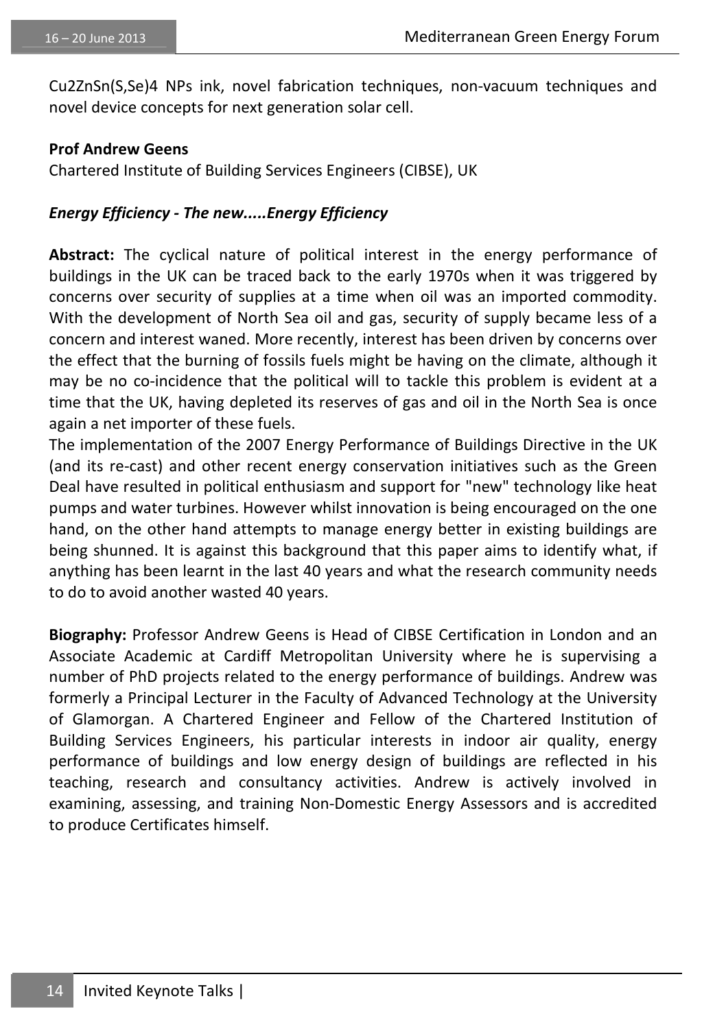$Cu_2ZnSn(S,Se)_4$ NPs ink, novel fabrication techniques, non-vacuum techniques and novel device concepts for next generation solar cell.

**Prof Andrew Geens**

Chartered Institute of Building Services Engineers (CIBSE), UK

***Energy Efficiency - The new.....Energy Efficiency***

**Abstract:** The cyclical nature of political interest in the energy performance of buildings in the UK can be traced back to the early 1970s when it was triggered by concerns over security of supplies at a time when oil was an imported commodity. With the development of North Sea oil and gas, security of supply became less of a concern and interest waned. More recently, interest has been driven by concerns over the effect that the burning of fossils fuels might be having on the climate, although it may be no co-incidence that the political will to tackle this problem is evident at a time that the UK, having depleted its reserves of gas and oil in the North Sea is once again a net importer of these fuels.

The implementation of the 2007 Energy Performance of Buildings Directive in the UK (and its re-cast) and other recent energy conservation initiatives such as the Green Deal have resulted in political enthusiasm and support for "new" technology like heat pumps and water turbines. However whilst innovation is being encouraged on the one hand, on the other hand attempts to manage energy better in existing buildings are being shunned. It is against this background that this paper aims to identify what, if anything has been learnt in the last 40 years and what the research community needs to do to avoid another wasted 40 years.

**Biography:** Professor Andrew Geens is Head of CIBSE Certification in London and an Associate Academic at Cardiff Metropolitan University where he is supervising a number of PhD projects related to the energy performance of buildings. Andrew was formerly a Principal Lecturer in the Faculty of Advanced Technology at the University of Glamorgan. A Chartered Engineer and Fellow of the Chartered Institution of Building Services Engineers, his particular interests in indoor air quality, energy performance of buildings and low energy design of buildings are reflected in his teaching, research and consultancy activities. Andrew is actively involved in examining, assessing, and training Non-Domestic Energy Assessors and is accredited to produce Certificates himself.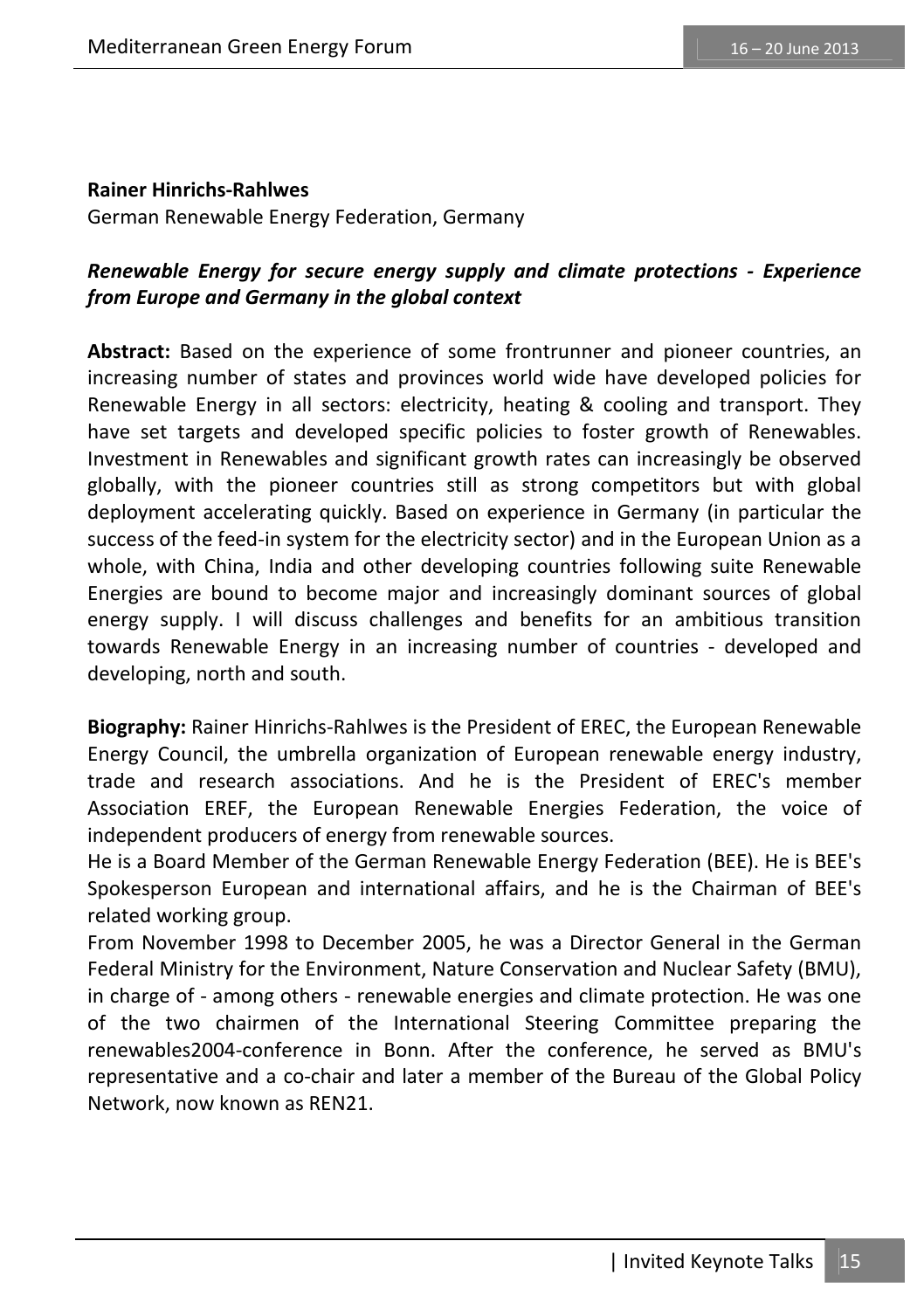**Rainer Hinrichs-Rahlwes**

German Renewable Energy Federation, Germany

***Renewable Energy for secure energy supply and climate protections - Experience from Europe and Germany in the global context***

**Abstract:** Based on the experience of some frontrunner and pioneer countries, an increasing number of states and provinces world wide have developed policies for Renewable Energy in all sectors: electricity, heating & cooling and transport. They have set targets and developed specific policies to foster growth of Renewables. Investment in Renewables and significant growth rates can increasingly be observed globally, with the pioneer countries still as strong competitors but with global deployment accelerating quickly. Based on experience in Germany (in particular the success of the feed-in system for the electricity sector) and in the European Union as a whole, with China, India and other developing countries following suite Renewable Energies are bound to become major and increasingly dominant sources of global energy supply. I will discuss challenges and benefits for an ambitious transition towards Renewable Energy in an increasing number of countries - developed and developing, north and south.

**Biography:** Rainer Hinrichs-Rahlwes is the President of EREC, the European Renewable Energy Council, the umbrella organization of European renewable energy industry, trade and research associations. And he is the President of EREC's member Association EREF, the European Renewable Energies Federation, the voice of independent producers of energy from renewable sources.

He is a Board Member of the German Renewable Energy Federation (BEE). He is BEE's Spokesperson European and international affairs, and he is the Chairman of BEE's related working group.

From November 1998 to December 2005, he was a Director General in the German Federal Ministry for the Environment, Nature Conservation and Nuclear Safety (BMU), in charge of - among others - renewable energies and climate protection. He was one of the two chairmen of the International Steering Committee preparing the renewables2004-conference in Bonn. After the conference, he served as BMU's representative and a co-chair and later a member of the Bureau of the Global Policy Network, now known as REN21.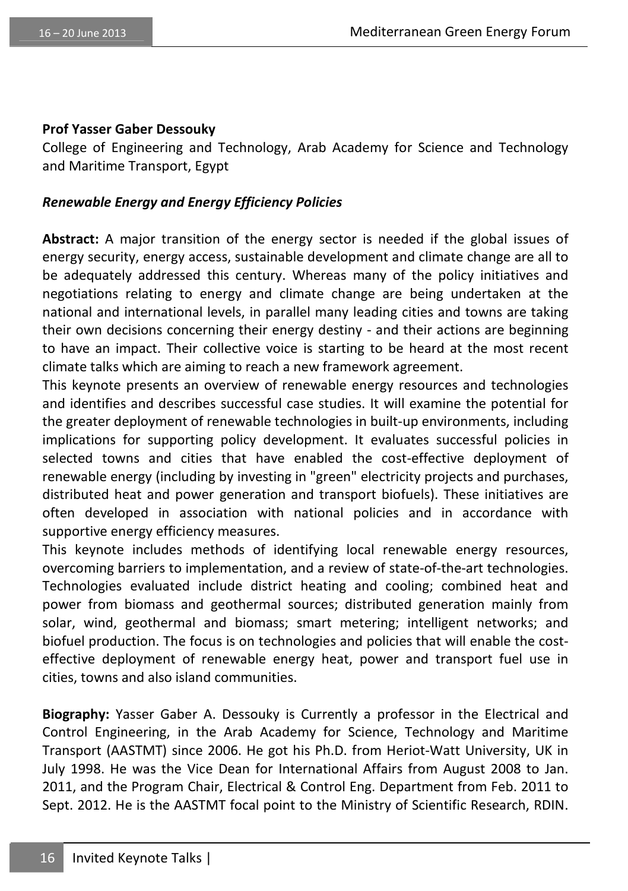**Prof Yasser Gaber Dessouky**

College of Engineering and Technology, Arab Academy for Science and Technology and Maritime Transport, Egypt

***Renewable Energy and Energy Efficiency Policies***

**Abstract:** A major transition of the energy sector is needed if the global issues of energy security, energy access, sustainable development and climate change are all to be adequately addressed this century. Whereas many of the policy initiatives and negotiations relating to energy and climate change are being undertaken at the national and international levels, in parallel many leading cities and towns are taking their own decisions concerning their energy destiny - and their actions are beginning to have an impact. Their collective voice is starting to be heard at the most recent climate talks which are aiming to reach a new framework agreement.

This keynote presents an overview of renewable energy resources and technologies and identifies and describes successful case studies. It will examine the potential for the greater deployment of renewable technologies in built-up environments, including implications for supporting policy development. It evaluates successful policies in selected towns and cities that have enabled the cost-effective deployment of renewable energy (including by investing in "green" electricity projects and purchases, distributed heat and power generation and transport biofuels). These initiatives are often developed in association with national policies and in accordance with supportive energy efficiency measures.

This keynote includes methods of identifying local renewable energy resources, overcoming barriers to implementation, and a review of state-of-the-art technologies. Technologies evaluated include district heating and cooling; combined heat and power from biomass and geothermal sources; distributed generation mainly from solar, wind, geothermal and biomass; smart metering; intelligent networks; and biofuel production. The focus is on technologies and policies that will enable the cost-effective deployment of renewable energy heat, power and transport fuel use in cities, towns and also island communities.

**Biography:** Yasser Gaber A. Dessouky is Currently a professor in the Electrical and Control Engineering, in the Arab Academy for Science, Technology and Maritime Transport (AASTMT) since 2006. He got his Ph.D. from Heriot-Watt University, UK in July 1998. He was the Vice Dean for International Affairs from August 2008 to Jan. 2011, and the Program Chair, Electrical & Control Eng. Department from Feb. 2011 to Sept. 2012. He is the AASTMT focal point to the Ministry of Scientific Research, RDIN.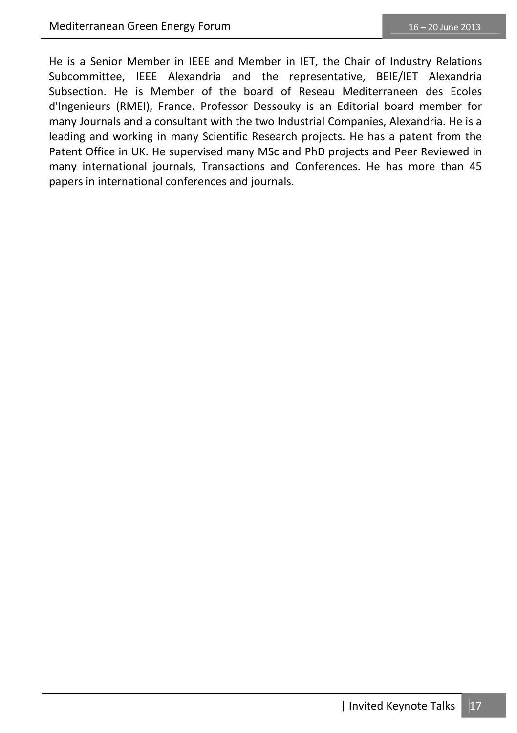He is a Senior Member in IEEE and Member in IET, the Chair of Industry Relations Subcommittee, IEEE Alexandria and the representative, BEIE/IET Alexandria Subsection. He is Member of the board of Reseau Mediterraneen des Ecoles d'Ingenieurs (RMEI), France. Professor Dessouky is an Editorial board member for many Journals and a consultant with the two Industrial Companies, Alexandria. He is a leading and working in many Scientific Research projects. He has a patent from the Patent Office in UK. He supervised many MSc and PhD projects and Peer Reviewed in many international journals, Transactions and Conferences. He has more than 45 papers in international conferences and journals.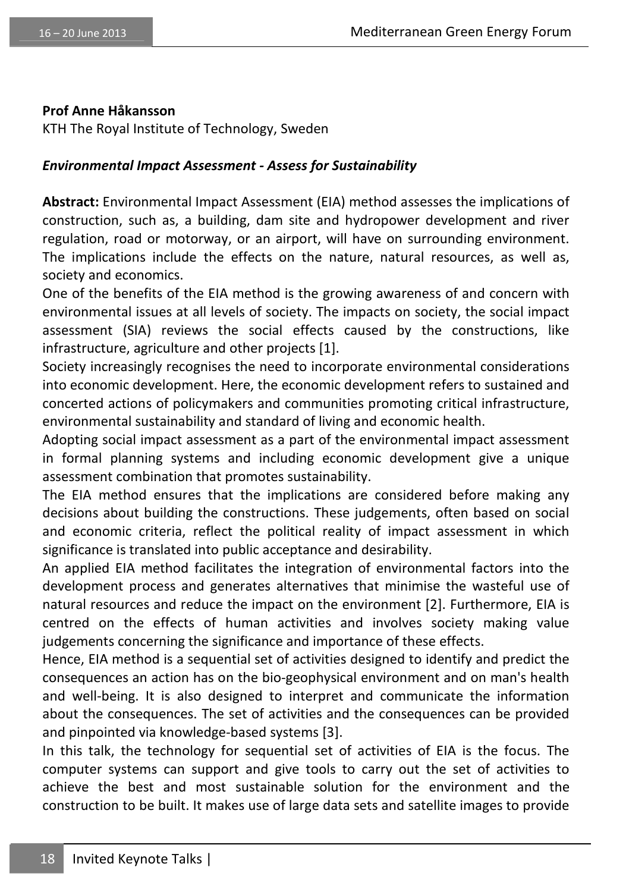**Prof Anne Håkansson**

KTH The Royal Institute of Technology, Sweden

***Environmental Impact Assessment - Assess for Sustainability***

**Abstract:** Environmental Impact Assessment (EIA) method assesses the implications of construction, such as, a building, dam site and hydropower development and river regulation, road or motorway, or an airport, will have on surrounding environment. The implications include the effects on the nature, natural resources, as well as, society and economics.

One of the benefits of the EIA method is the growing awareness of and concern with environmental issues at all levels of society. The impacts on society, the social impact assessment (SIA) reviews the social effects caused by the constructions, like infrastructure, agriculture and other projects [1].

Society increasingly recognises the need to incorporate environmental considerations into economic development. Here, the economic development refers to sustained and concerted actions of policymakers and communities promoting critical infrastructure, environmental sustainability and standard of living and economic health.

Adopting social impact assessment as a part of the environmental impact assessment in formal planning systems and including economic development give a unique assessment combination that promotes sustainability.

The EIA method ensures that the implications are considered before making any decisions about building the constructions. These judgements, often based on social and economic criteria, reflect the political reality of impact assessment in which significance is translated into public acceptance and desirability.

An applied EIA method facilitates the integration of environmental factors into the development process and generates alternatives that minimise the wasteful use of natural resources and reduce the impact on the environment [2]. Furthermore, EIA is centred on the effects of human activities and involves society making value judgements concerning the significance and importance of these effects.

Hence, EIA method is a sequential set of activities designed to identify and predict the consequences an action has on the bio-geophysical environment and on man's health and well-being. It is also designed to interpret and communicate the information about the consequences. The set of activities and the consequences can be provided and pinpointed via knowledge-based systems [3].

In this talk, the technology for sequential set of activities of EIA is the focus. The computer systems can support and give tools to carry out the set of activities to achieve the best and most sustainable solution for the environment and the construction to be built. It makes use of large data sets and satellite images to provide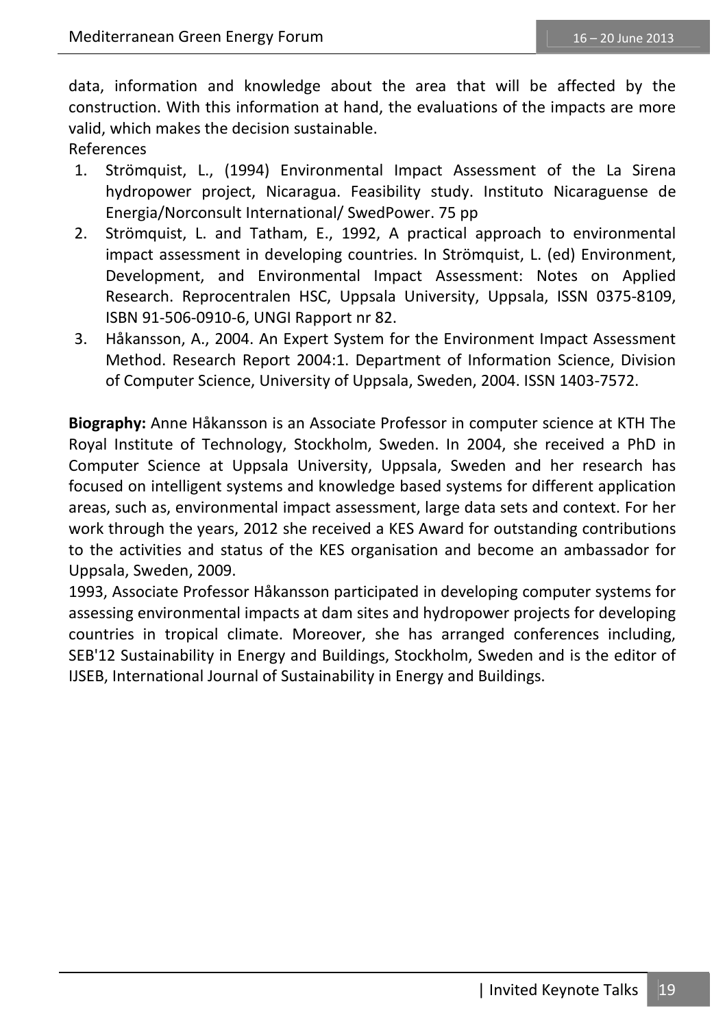data, information and knowledge about the area that will be affected by the construction. With this information at hand, the evaluations of the impacts are more valid, which makes the decision sustainable.

References

1. Strömquist, L., (1994) Environmental Impact Assessment of the La Sirena hydropower project, Nicaragua. Feasibility study. Instituto Nicaraguense de Energia/Norconsult International/ SwedPower. 75 pp
2. Strömquist, L. and Tatham, E., 1992, A practical approach to environmental impact assessment in developing countries. In Strömquist, L. (ed) Environment, Development, and Environmental Impact Assessment: Notes on Applied Research. Reprocentralen HSC, Uppsala University, Uppsala, ISSN 0375-8109, ISBN 91-506-0910-6, UNGI Rapport nr 82.
3. Håkansson, A., 2004. An Expert System for the Environment Impact Assessment Method. Research Report 2004:1. Department of Information Science, Division of Computer Science, University of Uppsala, Sweden, 2004. ISSN 1403-7572.

**Biography:** Anne Håkansson is an Associate Professor in computer science at KTH The Royal Institute of Technology, Stockholm, Sweden. In 2004, she received a PhD in Computer Science at Uppsala University, Uppsala, Sweden and her research has focused on intelligent systems and knowledge based systems for different application areas, such as, environmental impact assessment, large data sets and context. For her work through the years, 2012 she received a KES Award for outstanding contributions to the activities and status of the KES organisation and become an ambassador for Uppsala, Sweden, 2009.

1993, Associate Professor Håkansson participated in developing computer systems for assessing environmental impacts at dam sites and hydropower projects for developing countries in tropical climate. Moreover, she has arranged conferences including, SEB'12 Sustainability in Energy and Buildings, Stockholm, Sweden and is the editor of IJSEB, International Journal of Sustainability in Energy and Buildings.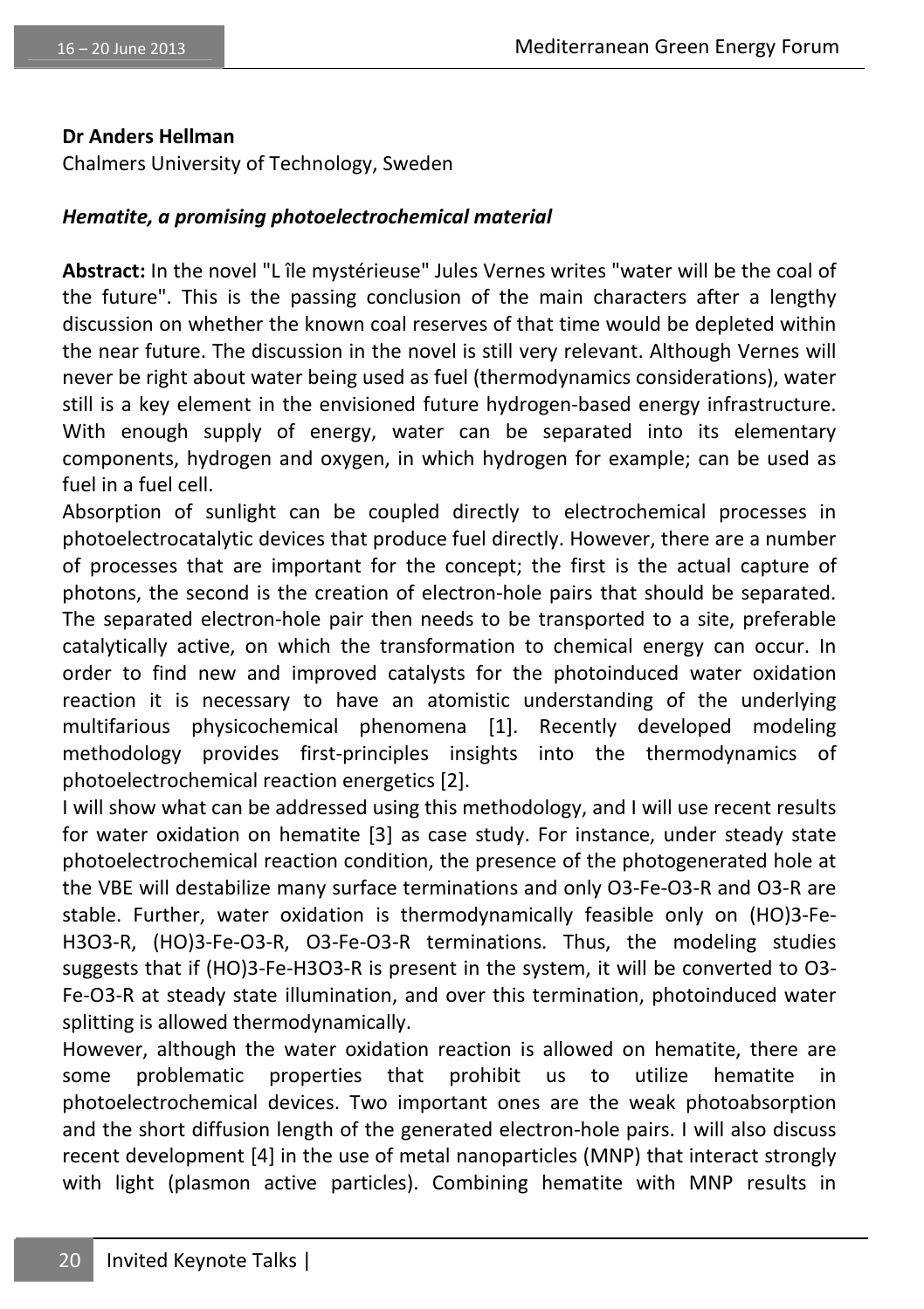**Dr Anders Hellman**
Chalmers University of Technology, Sweden

***Hematite, a promising photoelectrochemical material***

**Abstract:** In the novel "L île mystérieuse" Jules Vernes writes "water will be the coal of the future". This is the passing conclusion of the main characters after a lengthy discussion on whether the known coal reserves of that time would be depleted within the near future. The discussion in the novel is still very relevant. Although Vernes will never be right about water being used as fuel (thermodynamics considerations), water still is a key element in the envisioned future hydrogen-based energy infrastructure. With enough supply of energy, water can be separated into its elementary components, hydrogen and oxygen, in which hydrogen for example; can be used as fuel in a fuel cell.

Absorption of sunlight can be coupled directly to electrochemical processes in photoelectrocatalytic devices that produce fuel directly. However, there are a number of processes that are important for the concept; the first is the actual capture of photons, the second is the creation of electron-hole pairs that should be separated. The separated electron-hole pair then needs to be transported to a site, preferable catalytically active, on which the transformation to chemical energy can occur. In order to find new and improved catalysts for the photoinduced water oxidation reaction it is necessary to have an atomistic understanding of the underlying multifarious physicochemical phenomena [1]. Recently developed modeling methodology provides first-principles insights into the thermodynamics of photoelectrochemical reaction energetics [2].

I will show what can be addressed using this methodology, and I will use recent results for water oxidation on hematite [3] as case study. For instance, under steady state photoelectrochemical reaction condition, the presence of the photogenerated hole at the VBE will destabilize many surface terminations and only O3-Fe-O3-R and O3-R are stable. Further, water oxidation is thermodynamically feasible only on (HO)3-Fe-H3O3-R, (HO)3-Fe-O3-R, O3-Fe-O3-R terminations. Thus, the modeling studies suggests that if (HO)3-Fe-H3O3-R is present in the system, it will be converted to O3-Fe-O3-R at steady state illumination, and over this termination, photoinduced water splitting is allowed thermodynamically.

However, although the water oxidation reaction is allowed on hematite, there are some problematic properties that prohibit us to utilize hematite in photoelectrochemical devices. Two important ones are the weak photoabsorption and the short diffusion length of the generated electron-hole pairs. I will also discuss recent development [4] in the use of metal nanoparticles (MNP) that interact strongly with light (plasmon active particles). Combining hematite with MNP results in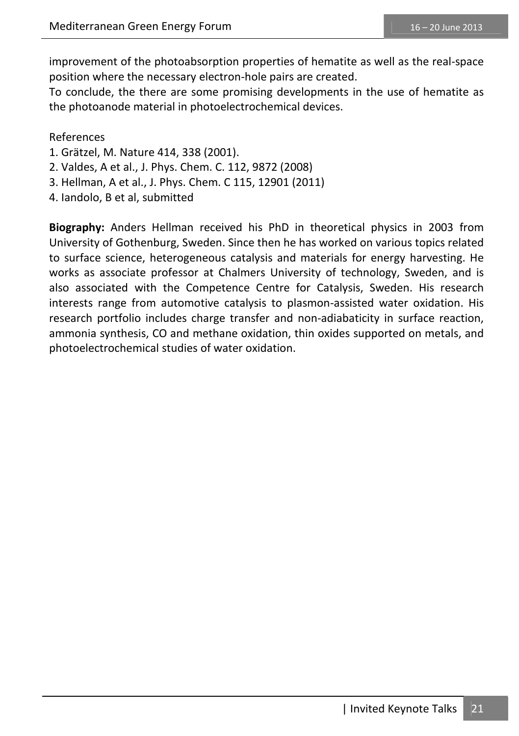improvement of the photoabsorption properties of hematite as well as the real-space position where the necessary electron-hole pairs are created.
To conclude, the there are some promising developments in the use of hematite as the photoanode material in photoelectrochemical devices.

References

1. Grätzel, M. Nature 414, 338 (2001).
2. Valdes, A et al., J. Phys. Chem. C. 112, 9872 (2008)
3. Hellman, A et al., J. Phys. Chem. C 115, 12901 (2011)
4. Iandolo, B et al, submitted

**Biography:** Anders Hellman received his PhD in theoretical physics in 2003 from University of Gothenburg, Sweden. Since then he has worked on various topics related to surface science, heterogeneous catalysis and materials for energy harvesting. He works as associate professor at Chalmers University of technology, Sweden, and is also associated with the Competence Centre for Catalysis, Sweden. His research interests range from automotive catalysis to plasmon-assisted water oxidation. His research portfolio includes charge transfer and non-adiabaticity in surface reaction, ammonia synthesis, CO and methane oxidation, thin oxides supported on metals, and photoelectrochemical studies of water oxidation.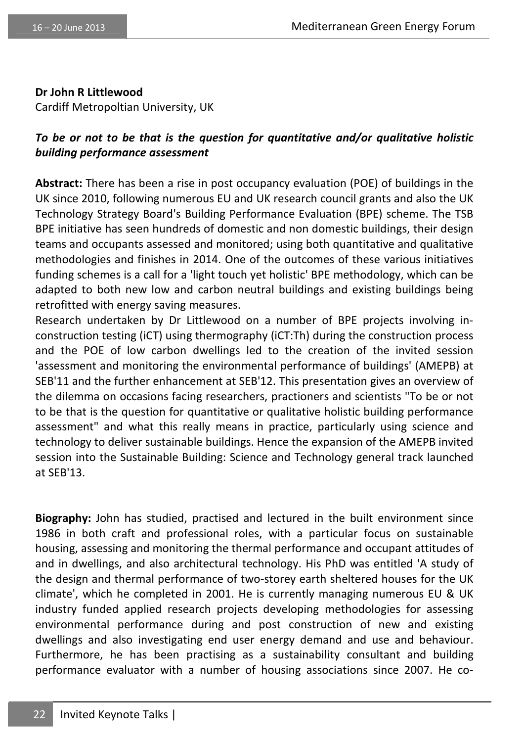**Dr John R Littlewood**

Cardiff Metropoltian University, UK

***To be or not to be that is the question for quantitative and/or qualitative holistic building performance assessment***

**Abstract:** There has been a rise in post occupancy evaluation (POE) of buildings in the UK since 2010, following numerous EU and UK research council grants and also the UK Technology Strategy Board's Building Performance Evaluation (BPE) scheme. The TSB BPE initiative has seen hundreds of domestic and non domestic buildings, their design teams and occupants assessed and monitored; using both quantitative and qualitative methodologies and finishes in 2014. One of the outcomes of these various initiatives funding schemes is a call for a 'light touch yet holistic' BPE methodology, which can be adapted to both new low and carbon neutral buildings and existing buildings being retrofitted with energy saving measures.

Research undertaken by Dr Littlewood on a number of BPE projects involving in-construction testing (iCT) using thermography (iCT:Th) during the construction process and the POE of low carbon dwellings led to the creation of the invited session 'assessment and monitoring the environmental performance of buildings' (AMEPB) at SEB'11 and the further enhancement at SEB'12. This presentation gives an overview of the dilemma on occasions facing researchers, practioners and scientists "To be or not to be that is the question for quantitative or qualitative holistic building performance assessment" and what this really means in practice, particularly using science and technology to deliver sustainable buildings. Hence the expansion of the AMEPB invited session into the Sustainable Building: Science and Technology general track launched at SEB'13.

**Biography:** John has studied, practised and lectured in the built environment since 1986 in both craft and professional roles, with a particular focus on sustainable housing, assessing and monitoring the thermal performance and occupant attitudes of and in dwellings, and also architectural technology. His PhD was entitled 'A study of the design and thermal performance of two-storey earth sheltered houses for the UK climate', which he completed in 2001. He is currently managing numerous EU & UK industry funded applied research projects developing methodologies for assessing environmental performance during and post construction of new and existing dwellings and also investigating end user energy demand and use and behaviour. Furthermore, he has been practising as a sustainability consultant and building performance evaluator with a number of housing associations since 2007. He co-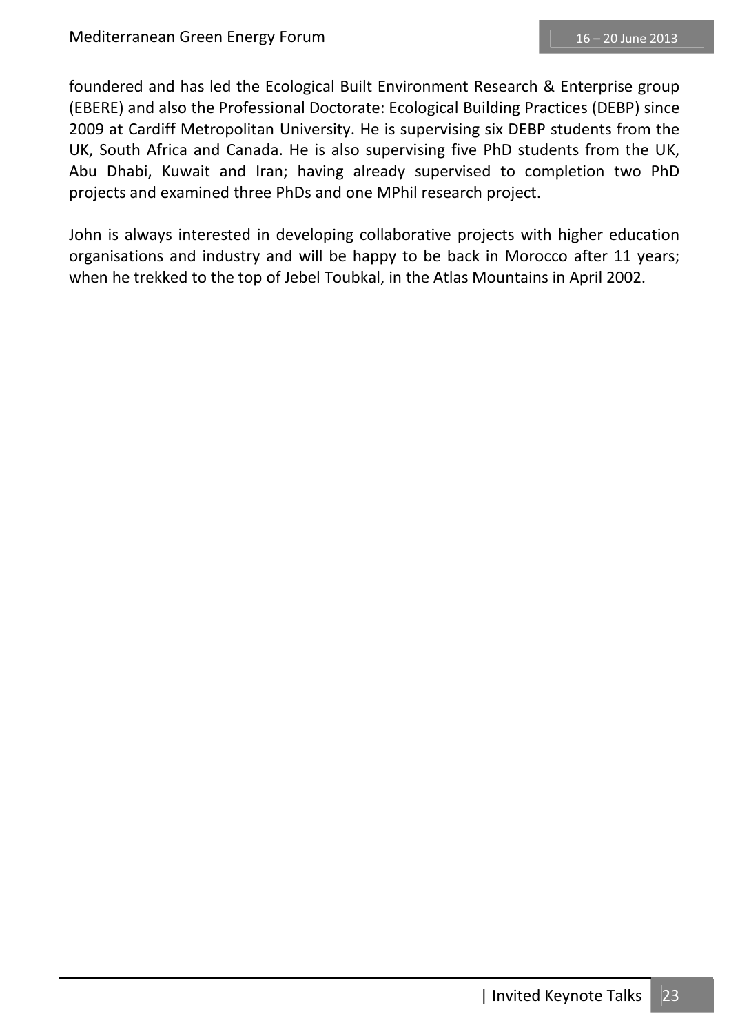foundered and has led the Ecological Built Environment Research & Enterprise group (EBERE) and also the Professional Doctorate: Ecological Building Practices (DEBP) since 2009 at Cardiff Metropolitan University. He is supervising six DEBP students from the UK, South Africa and Canada. He is also supervising five PhD students from the UK, Abu Dhabi, Kuwait and Iran; having already supervised to completion two PhD projects and examined three PhDs and one MPhil research project.

John is always interested in developing collaborative projects with higher education organisations and industry and will be happy to be back in Morocco after 11 years; when he trekked to the top of Jebel Toubkal, in the Atlas Mountains in April 2002.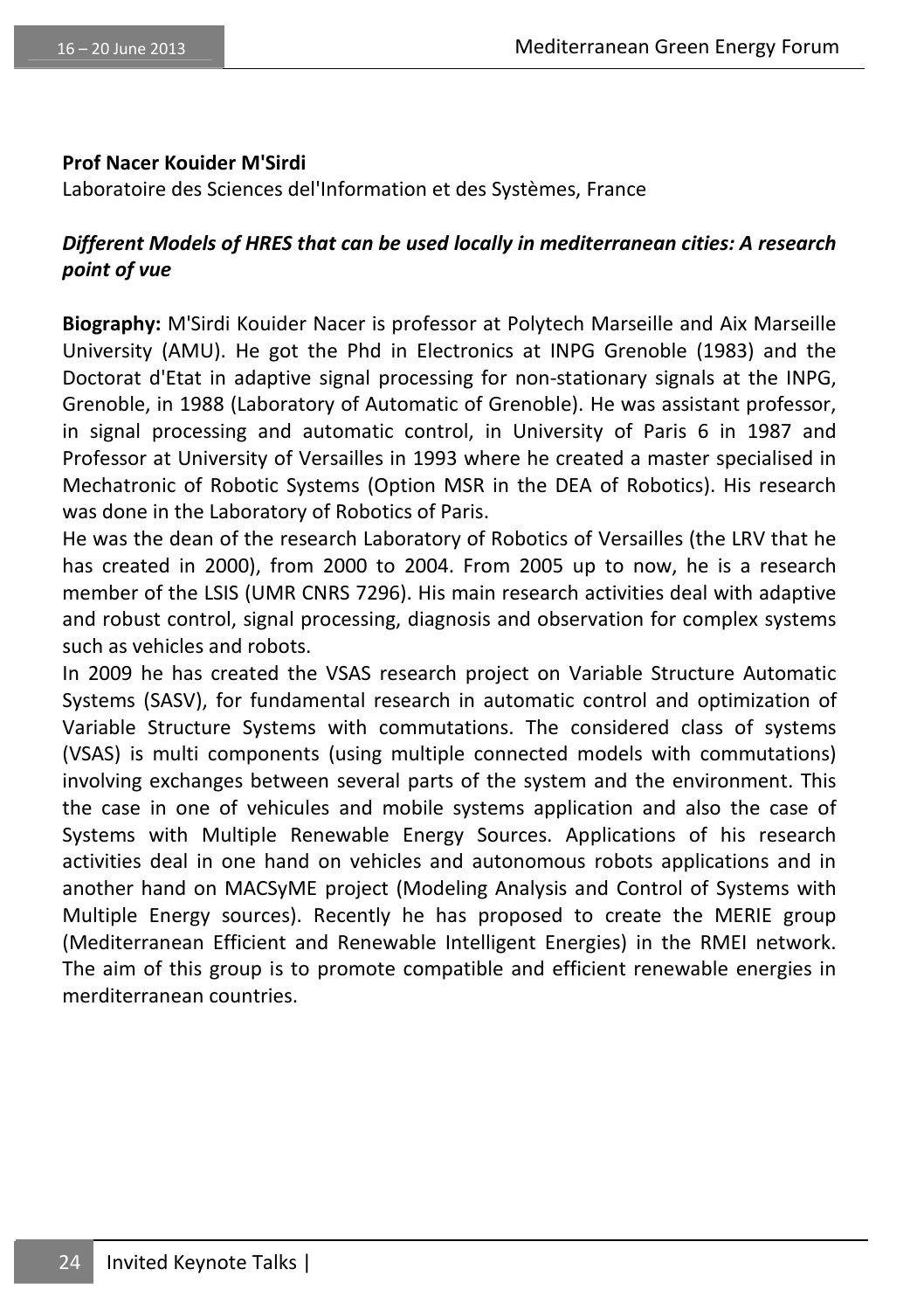**Prof Nacer Kouider M'Sirdi**

Laboratoire des Sciences del'Information et des Systèmes, France

***Different Models of HRES that can be used locally in mediterranean cities: A research point of vue***

**Biography:** M'Sirdi Kouider Nacer is professor at Polytech Marseille and Aix Marseille University (AMU). He got the Phd in Electronics at INPG Grenoble (1983) and the Doctorat d'Etat in adaptive signal processing for non-stationary signals at the INPG, Grenoble, in 1988 (Laboratory of Automatic of Grenoble). He was assistant professor, in signal processing and automatic control, in University of Paris 6 in 1987 and Professor at University of Versailles in 1993 where he created a master specialised in Mechatronic of Robotic Systems (Option MSR in the DEA of Robotics). His research was done in the Laboratory of Robotics of Paris.

He was the dean of the research Laboratory of Robotics of Versailles (the LRV that he has created in 2000), from 2000 to 2004. From 2005 up to now, he is a research member of the LSIS (UMR CNRS 7296). His main research activities deal with adaptive and robust control, signal processing, diagnosis and observation for complex systems such as vehicles and robots.

In 2009 he has created the VSAS research project on Variable Structure Automatic Systems (SASV), for fundamental research in automatic control and optimization of Variable Structure Systems with commutations. The considered class of systems (VSAS) is multi components (using multiple connected models with commutations) involving exchanges between several parts of the system and the environment. This the case in one of vehicules and mobile systems application and also the case of Systems with Multiple Renewable Energy Sources. Applications of his research activities deal in one hand on vehicles and autonomous robots applications and in another hand on MACSyME project (Modeling Analysis and Control of Systems with Multiple Energy sources). Recently he has proposed to create the MERIE group (Mediterranean Efficient and Renewable Intelligent Energies) in the RMEI network. The aim of this group is to promote compatible and efficient renewable energies in merditerranean countries.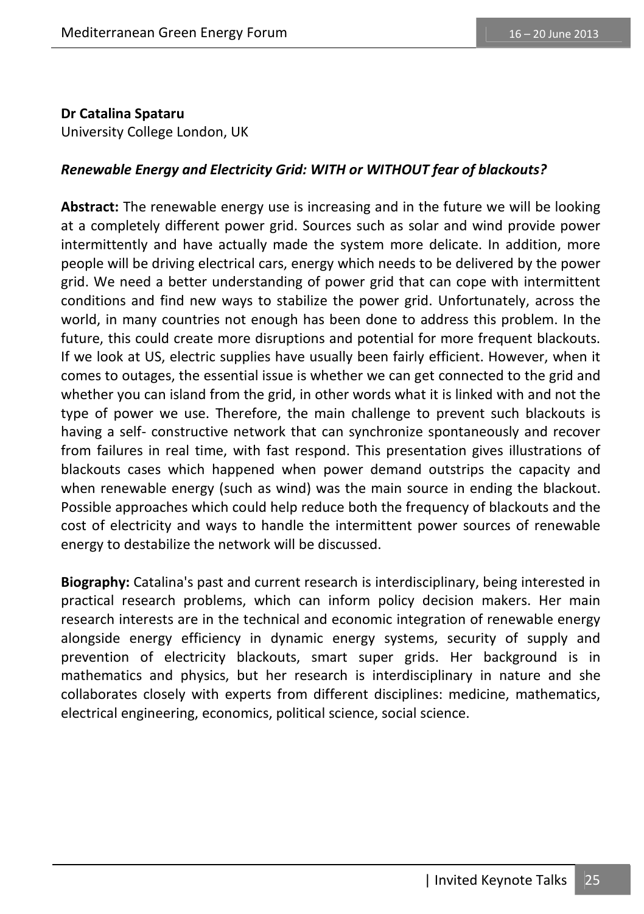**Dr Catalina Spataru**
University College London, UK

***Renewable Energy and Electricity Grid: WITH or WITHOUT fear of blackouts?***

**Abstract:** The renewable energy use is increasing and in the future we will be looking at a completely different power grid. Sources such as solar and wind provide power intermittently and have actually made the system more delicate. In addition, more people will be driving electrical cars, energy which needs to be delivered by the power grid. We need a better understanding of power grid that can cope with intermittent conditions and find new ways to stabilize the power grid. Unfortunately, across the world, in many countries not enough has been done to address this problem. In the future, this could create more disruptions and potential for more frequent blackouts. If we look at US, electric supplies have usually been fairly efficient. However, when it comes to outages, the essential issue is whether we can get connected to the grid and whether you can island from the grid, in other words what it is linked with and not the type of power we use. Therefore, the main challenge to prevent such blackouts is having a self- constructive network that can synchronize spontaneously and recover from failures in real time, with fast respond. This presentation gives illustrations of blackouts cases which happened when power demand outstrips the capacity and when renewable energy (such as wind) was the main source in ending the blackout. Possible approaches which could help reduce both the frequency of blackouts and the cost of electricity and ways to handle the intermittent power sources of renewable energy to destabilize the network will be discussed.

**Biography:** Catalina's past and current research is interdisciplinary, being interested in practical research problems, which can inform policy decision makers. Her main research interests are in the technical and economic integration of renewable energy alongside energy efficiency in dynamic energy systems, security of supply and prevention of electricity blackouts, smart super grids. Her background is in mathematics and physics, but her research is interdisciplinary in nature and she collaborates closely with experts from different disciplines: medicine, mathematics, electrical engineering, economics, political science, social science.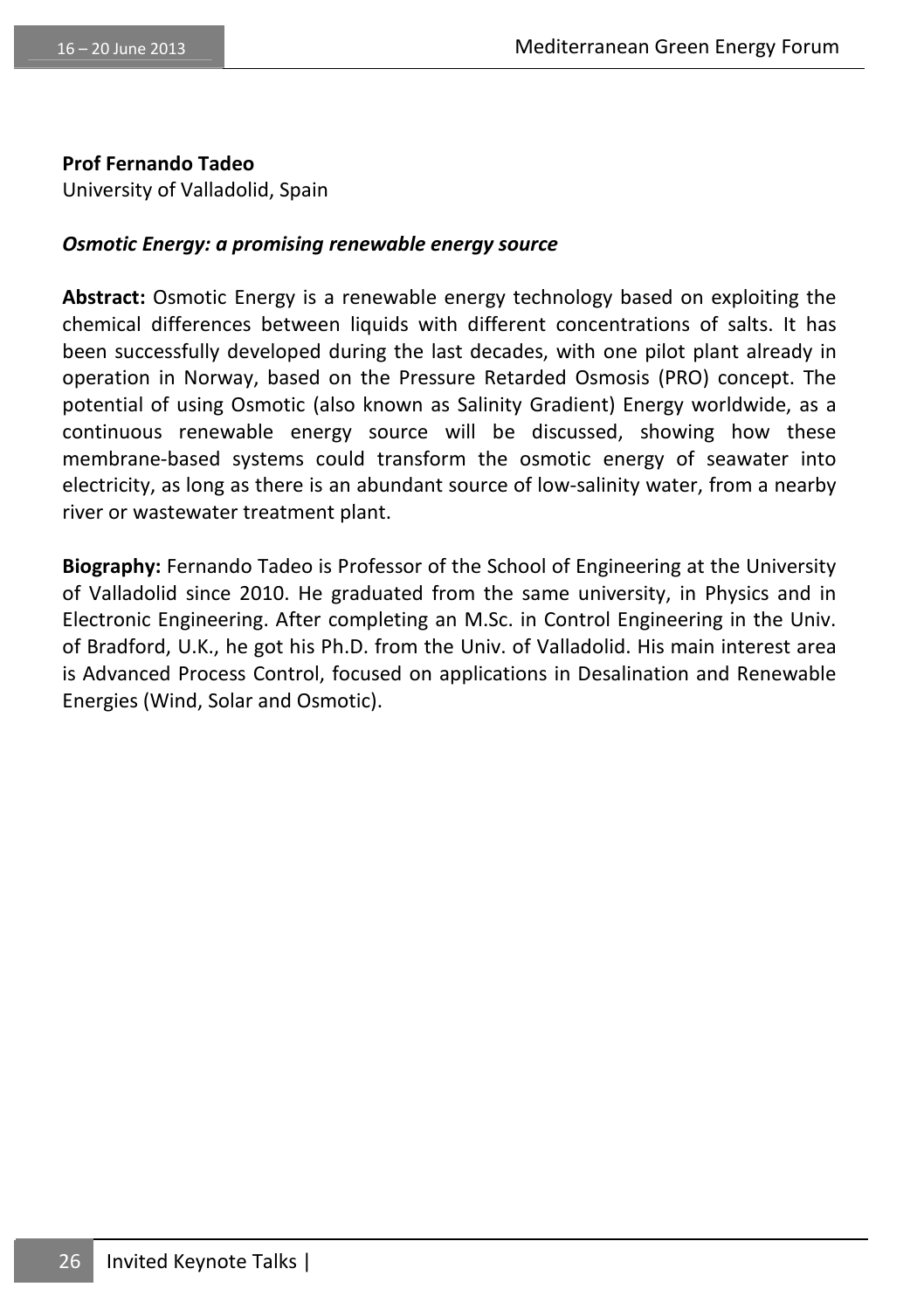**Prof Fernando Tadeo**
University of Valladolid, Spain

***Osmotic Energy: a promising renewable energy source***

**Abstract:** Osmotic Energy is a renewable energy technology based on exploiting the chemical differences between liquids with different concentrations of salts. It has been successfully developed during the last decades, with one pilot plant already in operation in Norway, based on the Pressure Retarded Osmosis (PRO) concept. The potential of using Osmotic (also known as Salinity Gradient) Energy worldwide, as a continuous renewable energy source will be discussed, showing how these membrane-based systems could transform the osmotic energy of seawater into electricity, as long as there is an abundant source of low-salinity water, from a nearby river or wastewater treatment plant.

**Biography:** Fernando Tadeo is Professor of the School of Engineering at the University of Valladolid since 2010. He graduated from the same university, in Physics and in Electronic Engineering. After completing an M.Sc. in Control Engineering in the Univ. of Bradford, U.K., he got his Ph.D. from the Univ. of Valladolid. His main interest area is Advanced Process Control, focused on applications in Desalination and Renewable Energies (Wind, Solar and Osmotic).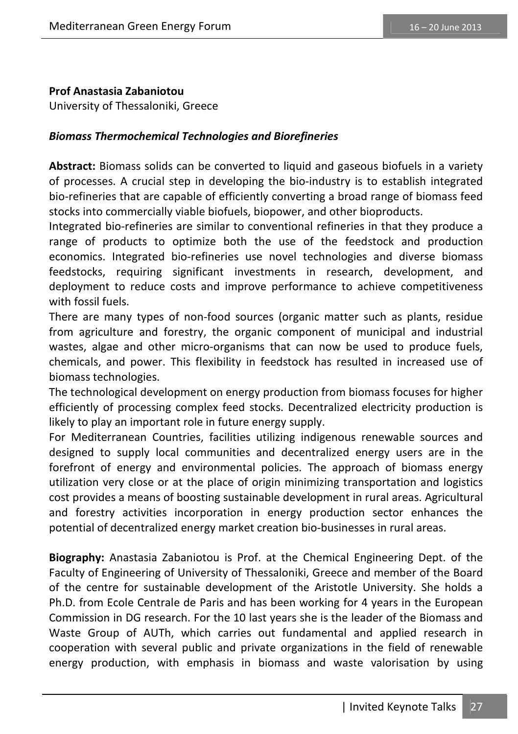**Prof Anastasia Zabaniotou**

University of Thessaloniki, Greece

***Biomass Thermochemical Technologies and Biorefineries***

**Abstract:** Biomass solids can be converted to liquid and gaseous biofuels in a variety of processes. A crucial step in developing the bio-industry is to establish integrated bio-refineries that are capable of efficiently converting a broad range of biomass feed stocks into commercially viable biofuels, biopower, and other bioproducts.

Integrated bio-refineries are similar to conventional refineries in that they produce a range of products to optimize both the use of the feedstock and production economics. Integrated bio-refineries use novel technologies and diverse biomass feedstocks, requiring significant investments in research, development, and deployment to reduce costs and improve performance to achieve competitiveness with fossil fuels.

There are many types of non-food sources (organic matter such as plants, residue from agriculture and forestry, the organic component of municipal and industrial wastes, algae and other micro-organisms that can now be used to produce fuels, chemicals, and power. This flexibility in feedstock has resulted in increased use of biomass technologies.

The technological development on energy production from biomass focuses for higher efficiently of processing complex feed stocks. Decentralized electricity production is likely to play an important role in future energy supply.

For Mediterranean Countries, facilities utilizing indigenous renewable sources and designed to supply local communities and decentralized energy users are in the forefront of energy and environmental policies. The approach of biomass energy utilization very close or at the place of origin minimizing transportation and logistics cost provides a means of boosting sustainable development in rural areas. Agricultural and forestry activities incorporation in energy production sector enhances the potential of decentralized energy market creation bio-businesses in rural areas.

**Biography:** Anastasia Zabaniotou is Prof. at the Chemical Engineering Dept. of the Faculty of Engineering of University of Thessaloniki, Greece and member of the Board of the centre for sustainable development of the Aristotle University. She holds a Ph.D. from Ecole Centrale de Paris and has been working for 4 years in the European Commission in DG research. For the 10 last years she is the leader of the Biomass and Waste Group of AUTh, which carries out fundamental and applied research in cooperation with several public and private organizations in the field of renewable energy production, with emphasis in biomass and waste valorisation by using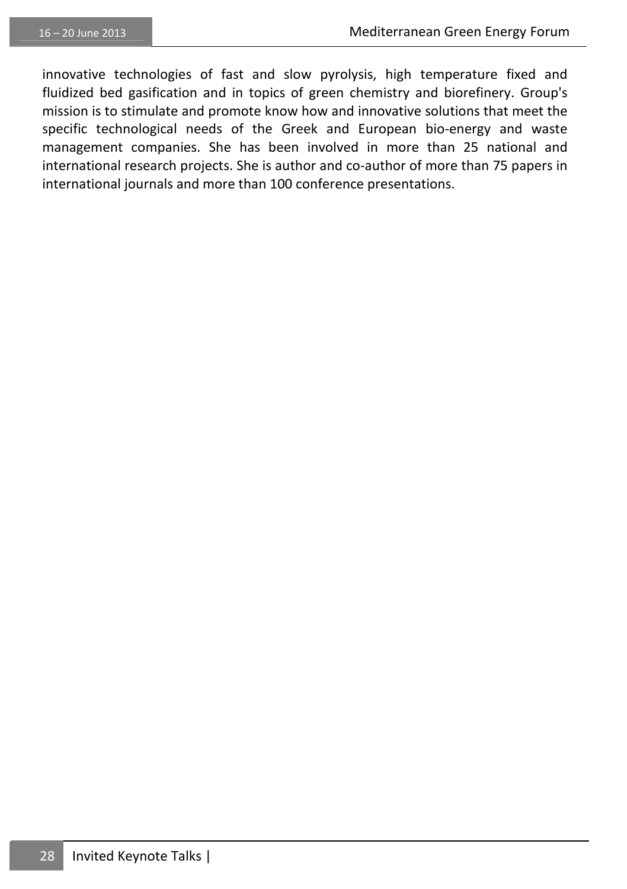innovative technologies of fast and slow pyrolysis, high temperature fixed and fluidized bed gasification and in topics of green chemistry and biorefinery. Group's mission is to stimulate and promote know how and innovative solutions that meet the specific technological needs of the Greek and European bio-energy and waste management companies. She has been involved in more than 25 national and international research projects. She is author and co-author of more than 75 papers in international journals and more than 100 conference presentations.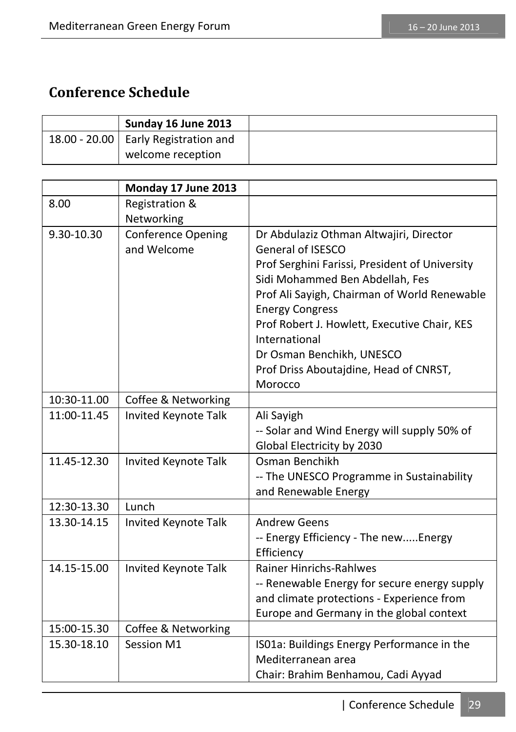## Conference Schedule

| | Sunday 16 June 2013 | |
|---|---|---|
| 18.00 - 20.00 | Early Registration and welcome reception | |

| | Monday 17 June 2013 | |
|---|---|---|
| 8.00 | Registration & Networking | |
| 9.30-10.30 | Conference Opening and Welcome | Dr Abdulaziz Othman Altwajiri, Director General of ISESCO<br>Prof Serghini Farissi, President of University Sidi Mohammed Ben Abdellah, Fes<br>Prof Ali Sayigh, Chairman of World Renewable Energy Congress<br>Prof Robert J. Howlett, Executive Chair, KES International<br>Dr Osman Benchikh, UNESCO<br>Prof Driss Aboutajdine, Head of CNRST, Morocco |
| 10:30-11.00 | Coffee & Networking | |
| 11:00-11.45 | Invited Keynote Talk | Ali Sayigh<br>-- Solar and Wind Energy will supply 50% of Global Electricity by 2030 |
| 11.45-12.30 | Invited Keynote Talk | Osman Benchikh<br>-- The UNESCO Programme in Sustainability and Renewable Energy |
| 12:30-13.30 | Lunch | |
| 13.30-14.15 | Invited Keynote Talk | Andrew Geens<br>-- Energy Efficiency - The new.....Energy Efficiency |
| 14.15-15.00 | Invited Keynote Talk | Rainer Hinrichs-Rahlwes<br>-- Renewable Energy for secure energy supply and climate protections - Experience from Europe and Germany in the global context |
| 15:00-15.30 | Coffee & Networking | |
| 15.30-18.10 | Session M1 | IS01a: Buildings Energy Performance in the Mediterranean area<br>Chair: Brahim Benhamou, Cadi Ayyad |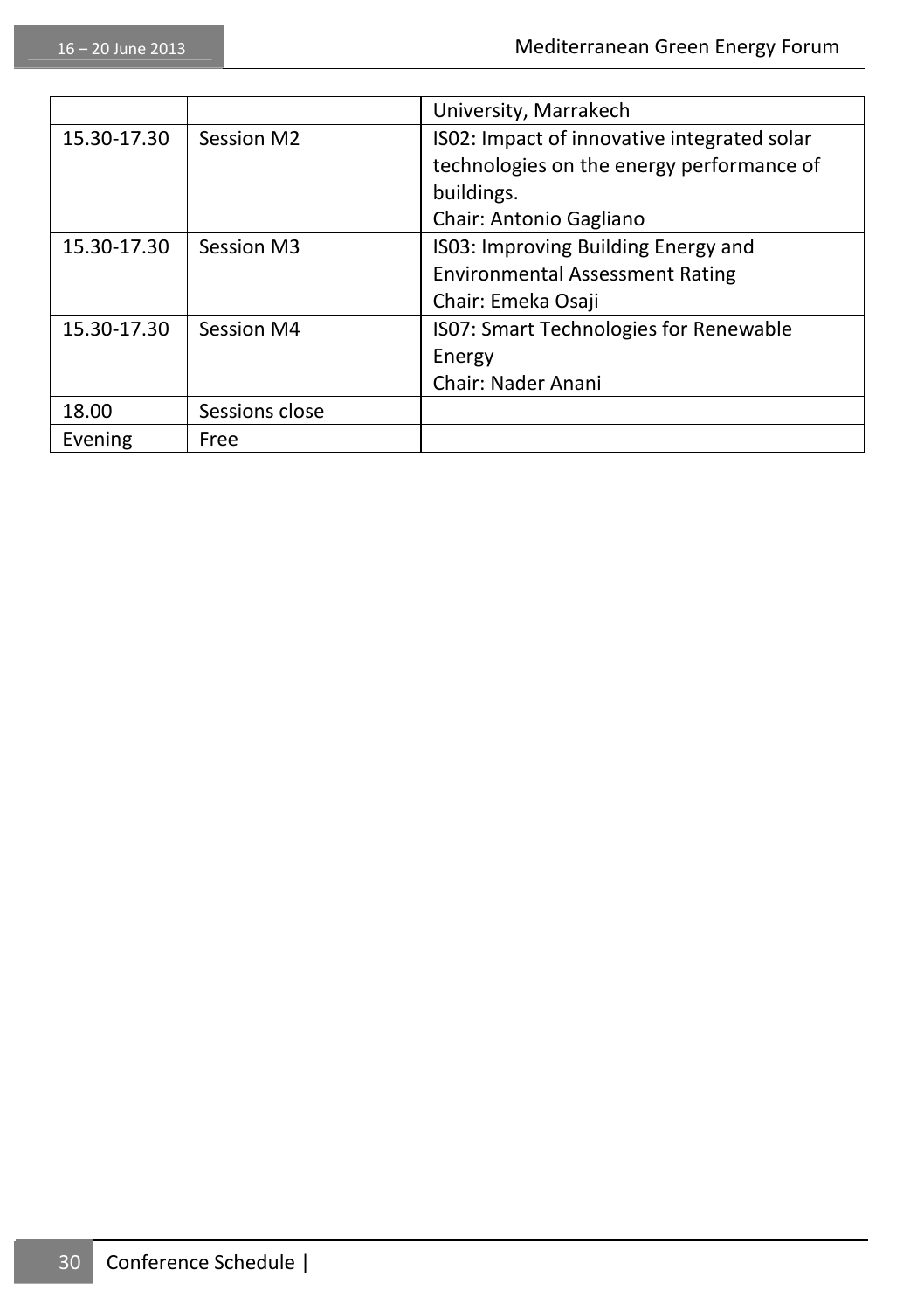| | | |
|---|---|---|
| | | University, Marrakech |
| 15.30-17.30 | Session M2 | IS02: Impact of innovative integrated solar technologies on the energy performance of buildings.<br>Chair: Antonio Gagliano |
| 15.30-17.30 | Session M3 | IS03: Improving Building Energy and Environmental Assessment Rating<br>Chair: Emeka Osaji |
| 15.30-17.30 | Session M4 | IS07: Smart Technologies for Renewable Energy<br>Chair: Nader Anani |
| 18.00 | Sessions close | |
| Evening | Free | |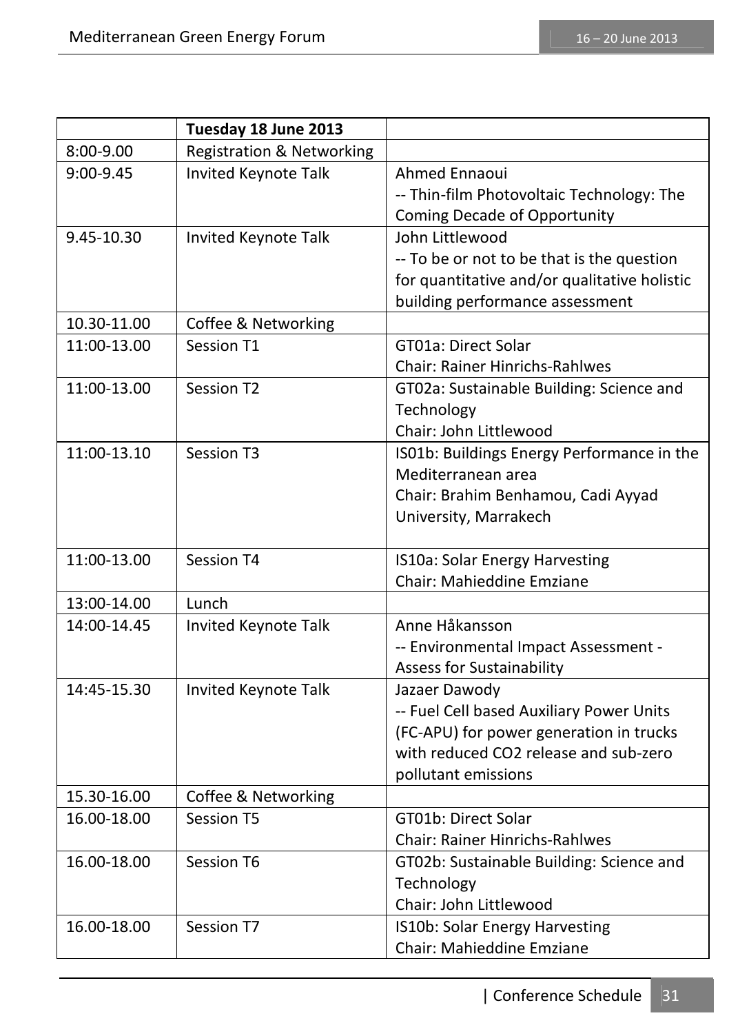| | Tuesday 18 June 2013 | |
|---|---|---|
| 8:00-9.00 | Registration & Networking | |
| 9:00-9.45 | Invited Keynote Talk | Ahmed Ennaoui<br>-- Thin-film Photovoltaic Technology: The Coming Decade of Opportunity |
| 9.45-10.30 | Invited Keynote Talk | John Littlewood<br>-- To be or not to be that is the question for quantitative and/or qualitative holistic building performance assessment |
| 10.30-11.00 | Coffee & Networking | |
| 11:00-13.00 | Session T1 | GT01a: Direct Solar<br>Chair: Rainer Hinrichs-Rahlwes |
| 11:00-13.00 | Session T2 | GT02a: Sustainable Building: Science and Technology<br>Chair: John Littlewood |
| 11:00-13.10 | Session T3 | IS01b: Buildings Energy Performance in the Mediterranean area<br>Chair: Brahim Benhamou, Cadi Ayyad University, Marrakech |
| 11:00-13.00 | Session T4 | IS10a: Solar Energy Harvesting<br>Chair: Mahieddine Emziane |
| 13:00-14.00 | Lunch | |
| 14:00-14.45 | Invited Keynote Talk | Anne Håkansson<br>-- Environmental Impact Assessment - Assess for Sustainability |
| 14:45-15.30 | Invited Keynote Talk | Jazaer Dawody<br>-- Fuel Cell based Auxiliary Power Units (FC-APU) for power generation in trucks with reduced CO2 release and sub-zero pollutant emissions |
| 15.30-16.00 | Coffee & Networking | |
| 16.00-18.00 | Session T5 | GT01b: Direct Solar<br>Chair: Rainer Hinrichs-Rahlwes |
| 16.00-18.00 | Session T6 | GT02b: Sustainable Building: Science and Technology<br>Chair: John Littlewood |
| 16.00-18.00 | Session T7 | IS10b: Solar Energy Harvesting<br>Chair: Mahieddine Emziane |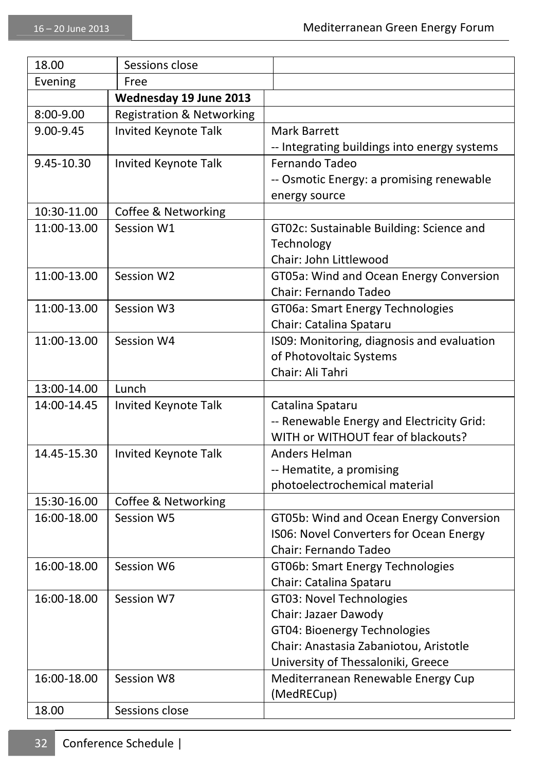| | | |
|---|---|---|
| 18.00 | Sessions close | |
| Evening | Free | |
| | **Wednesday 19 June 2013** | |
| 8:00-9.00 | Registration & Networking | |
| 9.00-9.45 | Invited Keynote Talk | Mark Barrett<br>-- Integrating buildings into energy systems |
| 9.45-10.30 | Invited Keynote Talk | Fernando Tadeo<br>-- Osmotic Energy: a promising renewable energy source |
| 10:30-11.00 | Coffee & Networking | |
| 11:00-13.00 | Session W1 | GT02c: Sustainable Building: Science and Technology<br>Chair: John Littlewood |
| 11:00-13.00 | Session W2 | GT05a: Wind and Ocean Energy Conversion<br>Chair: Fernando Tadeo |
| 11:00-13.00 | Session W3 | GT06a: Smart Energy Technologies<br>Chair: Catalina Spataru |
| 11:00-13.00 | Session W4 | IS09: Monitoring, diagnosis and evaluation of Photovoltaic Systems<br>Chair: Ali Tahri |
| 13:00-14.00 | Lunch | |
| 14:00-14.45 | Invited Keynote Talk | Catalina Spataru<br>-- Renewable Energy and Electricity Grid: WITH or WITHOUT fear of blackouts? |
| 14.45-15.30 | Invited Keynote Talk | Anders Helman<br>-- Hematite, a promising photoelectrochemical material |
| 15:30-16.00 | Coffee & Networking | |
| 16:00-18.00 | Session W5 | GT05b: Wind and Ocean Energy Conversion<br>IS06: Novel Converters for Ocean Energy<br>Chair: Fernando Tadeo |
| 16:00-18.00 | Session W6 | GT06b: Smart Energy Technologies<br>Chair: Catalina Spataru |
| 16:00-18.00 | Session W7 | GT03: Novel Technologies<br>Chair: Jazaer Dawody<br>GT04: Bioenergy Technologies<br>Chair: Anastasia Zabaniotou, Aristotle University of Thessaloniki, Greece |
| 16:00-18.00 | Session W8 | Mediterranean Renewable Energy Cup (MedRECup) |
| 18.00 | Sessions close | |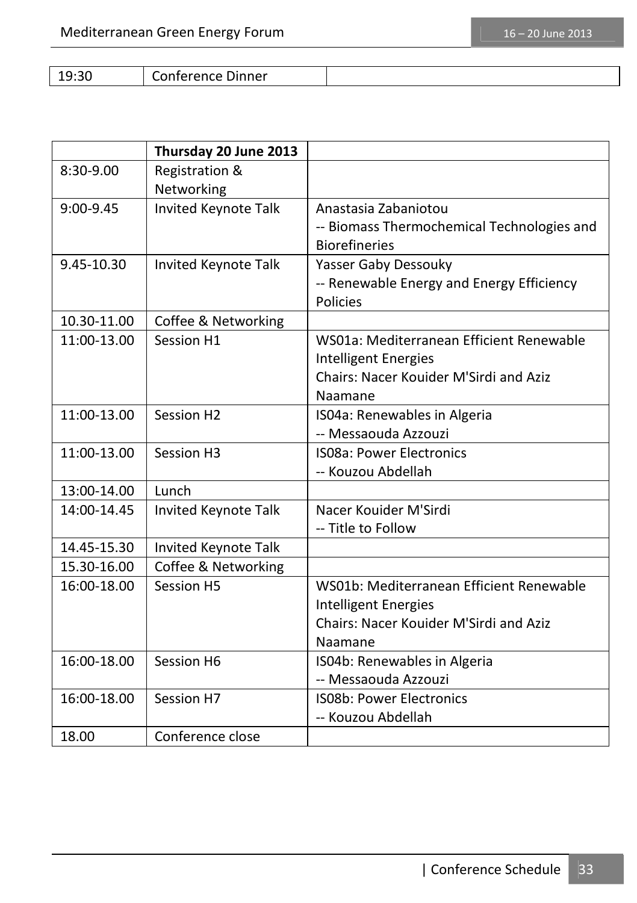| 19:30 | Conference Dinner | |
|---|---|---|

| | **Thursday 20 June 2013** | |
|---|---|---|
| 8:30-9.00 | Registration & Networking | |
| 9:00-9.45 | Invited Keynote Talk | Anastasia Zabaniotou<br>-- Biomass Thermochemical Technologies and Biorefineries |
| 9.45-10.30 | Invited Keynote Talk | Yasser Gaby Dessouky<br>-- Renewable Energy and Energy Efficiency Policies |
| 10.30-11.00 | Coffee & Networking | |
| 11:00-13.00 | Session H1 | WS01a: Mediterranean Efficient Renewable Intelligent Energies<br>Chairs: Nacer Kouider M'Sirdi and Aziz Naamane |
| 11:00-13.00 | Session H2 | IS04a: Renewables in Algeria<br>-- Messaouda Azzouzi |
| 11:00-13.00 | Session H3 | IS08a: Power Electronics<br>-- Kouzou Abdellah |
| 13:00-14.00 | Lunch | |
| 14:00-14.45 | Invited Keynote Talk | Nacer Kouider M'Sirdi<br>-- Title to Follow |
| 14.45-15.30 | Invited Keynote Talk | |
| 15.30-16.00 | Coffee & Networking | |
| 16:00-18.00 | Session H5 | WS01b: Mediterranean Efficient Renewable Intelligent Energies<br>Chairs: Nacer Kouider M'Sirdi and Aziz Naamane |
| 16:00-18.00 | Session H6 | IS04b: Renewables in Algeria<br>-- Messaouda Azzouzi |
| 16:00-18.00 | Session H7 | IS08b: Power Electronics<br>-- Kouzou Abdellah |
| 18.00 | Conference close | |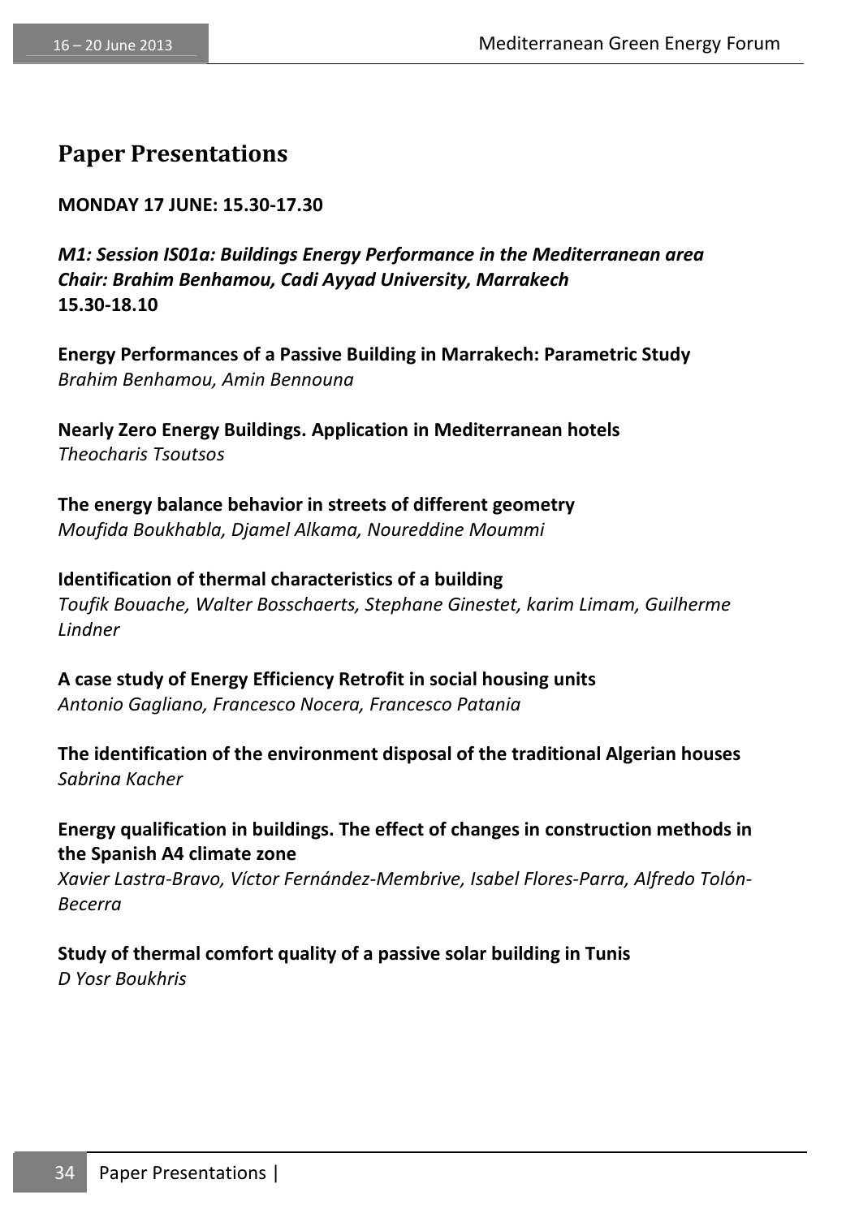## Paper Presentations

**MONDAY 17 JUNE: 15.30-17.30**

***M1: Session IS01a: Buildings Energy Performance in the Mediterranean area***
***Chair: Brahim Benhamou, Cadi Ayyad University, Marrakech***
**15.30-18.10**

**Energy Performances of a Passive Building in Marrakech: Parametric Study**
*Brahim Benhamou, Amin Bennouna*

**Nearly Zero Energy Buildings. Application in Mediterranean hotels**
*Theocharis Tsoutsos*

**The energy balance behavior in streets of different geometry**
*Moufida Boukhabla, Djamel Alkama, Noureddine Moummi*

**Identification of thermal characteristics of a building**
*Toufik Bouache, Walter Bosschaerts, Stephane Ginestet, karim Limam, Guilherme Lindner*

**A case study of Energy Efficiency Retrofit in social housing units**
*Antonio Gagliano, Francesco Nocera, Francesco Patania*

**The identification of the environment disposal of the traditional Algerian houses**
*Sabrina Kacher*

**Energy qualification in buildings. The effect of changes in construction methods in the Spanish A4 climate zone**
*Xavier Lastra-Bravo, Víctor Fernández-Membrive, Isabel Flores-Parra, Alfredo Tolón-Becerra*

**Study of thermal comfort quality of a passive solar building in Tunis**
*D Yosr Boukhris*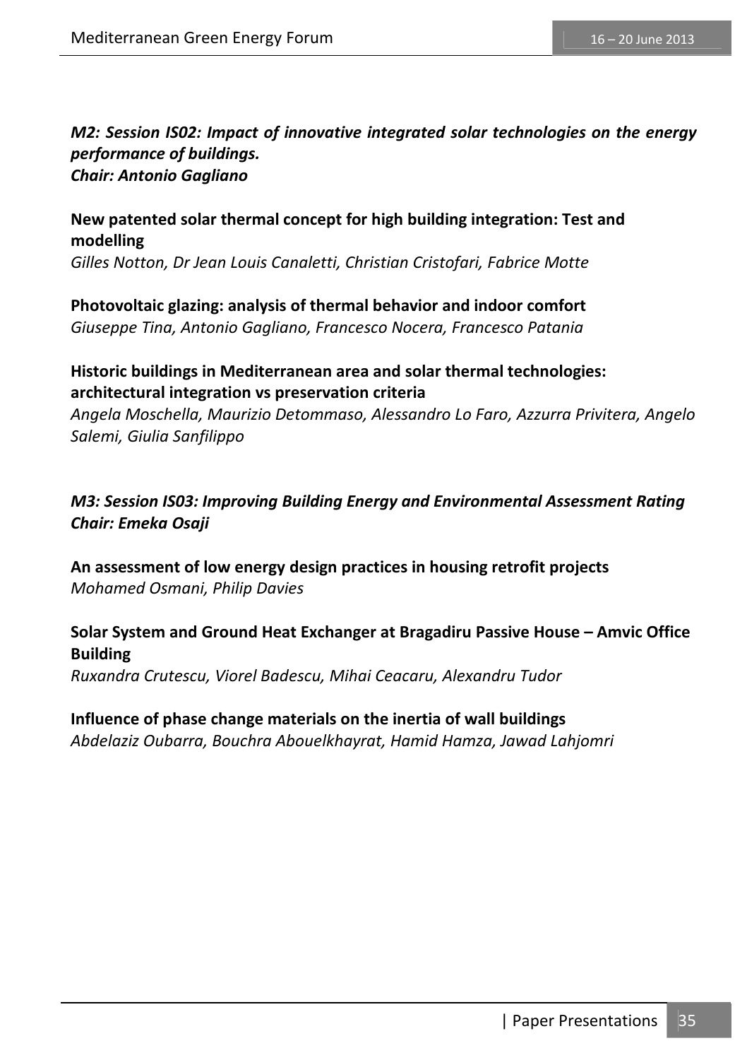***M2: Session IS02: Impact of innovative integrated solar technologies on the energy performance of buildings.***
***Chair: Antonio Gagliano***

**New patented solar thermal concept for high building integration: Test and modelling**
*Gilles Notton, Dr Jean Louis Canaletti, Christian Cristofari, Fabrice Motte*

**Photovoltaic glazing: analysis of thermal behavior and indoor comfort**
*Giuseppe Tina, Antonio Gagliano, Francesco Nocera, Francesco Patania*

**Historic buildings in Mediterranean area and solar thermal technologies: architectural integration vs preservation criteria**
*Angela Moschella, Maurizio Detommaso, Alessandro Lo Faro, Azzurra Privitera, Angelo Salemi, Giulia Sanfilippo*

***M3: Session IS03: Improving Building Energy and Environmental Assessment Rating***
***Chair: Emeka Osaji***

**An assessment of low energy design practices in housing retrofit projects**
*Mohamed Osmani, Philip Davies*

**Solar System and Ground Heat Exchanger at Bragadiru Passive House – Amvic Office Building**
*Ruxandra Crutescu, Viorel Badescu, Mihai Ceacaru, Alexandru Tudor*

**Influence of phase change materials on the inertia of wall buildings**
*Abdelaziz Oubarra, Bouchra Abouelkhayrat, Hamid Hamza, Jawad Lahjomri*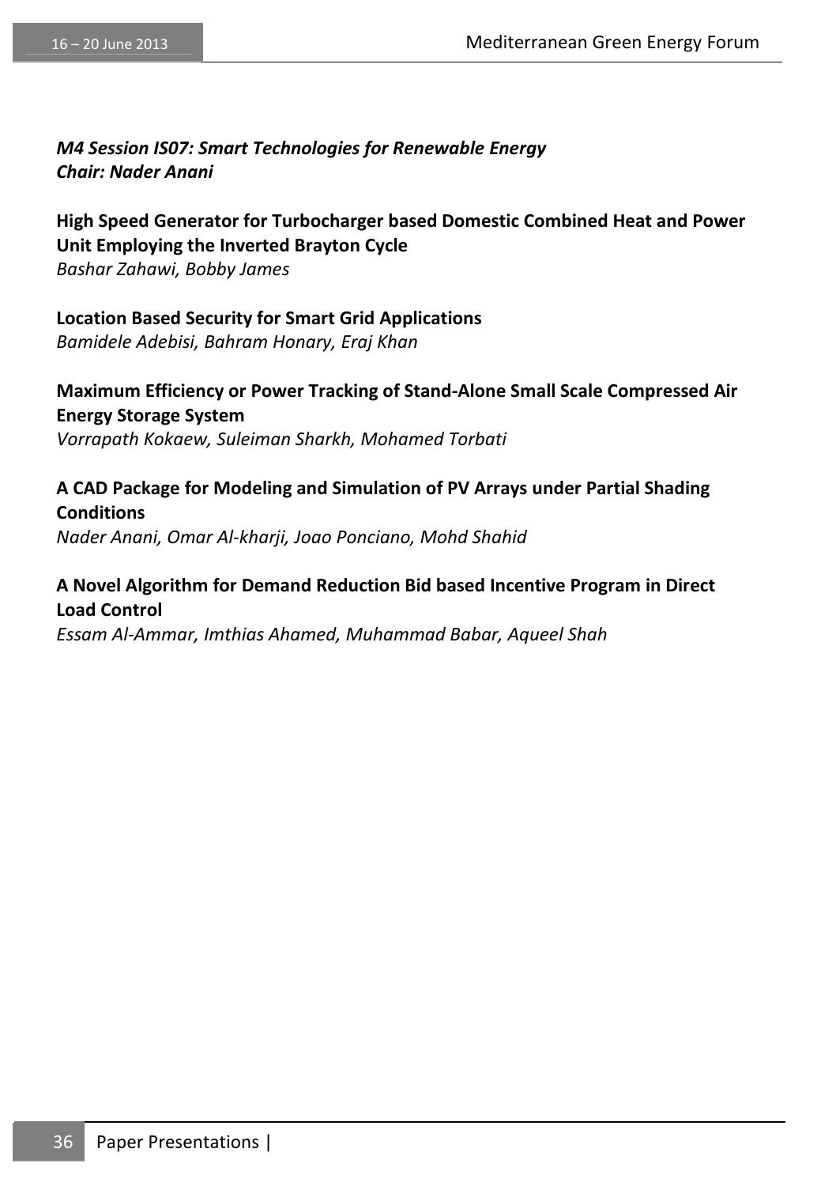***M4 Session IS07: Smart Technologies for Renewable Energy***
***Chair: Nader Anani***

**High Speed Generator for Turbocharger based Domestic Combined Heat and Power Unit Employing the Inverted Brayton Cycle**
*Bashar Zahawi, Bobby James*

**Location Based Security for Smart Grid Applications**
*Bamidele Adebisi, Bahram Honary, Eraj Khan*

**Maximum Efficiency or Power Tracking of Stand-Alone Small Scale Compressed Air Energy Storage System**
*Vorrapath Kokaew, Suleiman Sharkh, Mohamed Torbati*

**A CAD Package for Modeling and Simulation of PV Arrays under Partial Shading Conditions**
*Nader Anani, Omar Al-kharji, Joao Ponciano, Mohd Shahid*

**A Novel Algorithm for Demand Reduction Bid based Incentive Program in Direct Load Control**
*Essam Al-Ammar, Imthias Ahamed, Muhammad Babar, Aqueel Shah*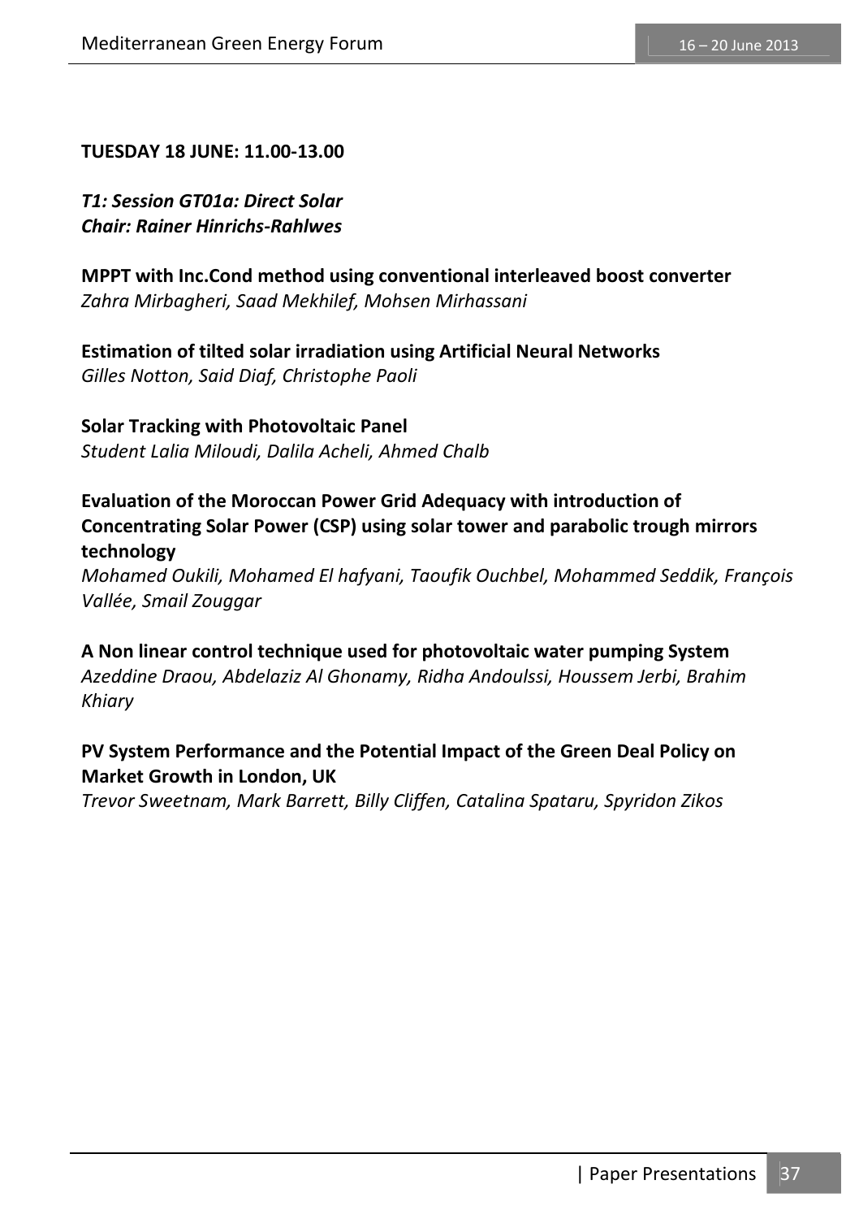**TUESDAY 18 JUNE: 11.00-13.00**

***T1: Session GT01a: Direct Solar***
***Chair: Rainer Hinrichs-Rahlwes***

**MPPT with Inc.Cond method using conventional interleaved boost converter**
*Zahra Mirbagheri, Saad Mekhilef, Mohsen Mirhassani*

**Estimation of tilted solar irradiation using Artificial Neural Networks**
*Gilles Notton, Said Diaf, Christophe Paoli*

**Solar Tracking with Photovoltaic Panel**
*Student Lalia Miloudi, Dalila Acheli, Ahmed Chalb*

**Evaluation of the Moroccan Power Grid Adequacy with introduction of Concentrating Solar Power (CSP) using solar tower and parabolic trough mirrors technology**
*Mohamed Oukili, Mohamed El hafyani, Taoufik Ouchbel, Mohammed Seddik, François Vallée, Smail Zouggar*

**A Non linear control technique used for photovoltaic water pumping System**
*Azeddine Draou, Abdelaziz Al Ghonamy, Ridha Andoulssi, Houssem Jerbi, Brahim Khiary*

**PV System Performance and the Potential Impact of the Green Deal Policy on Market Growth in London, UK**
*Trevor Sweetnam, Mark Barrett, Billy Cliffen, Catalina Spataru, Spyridon Zikos*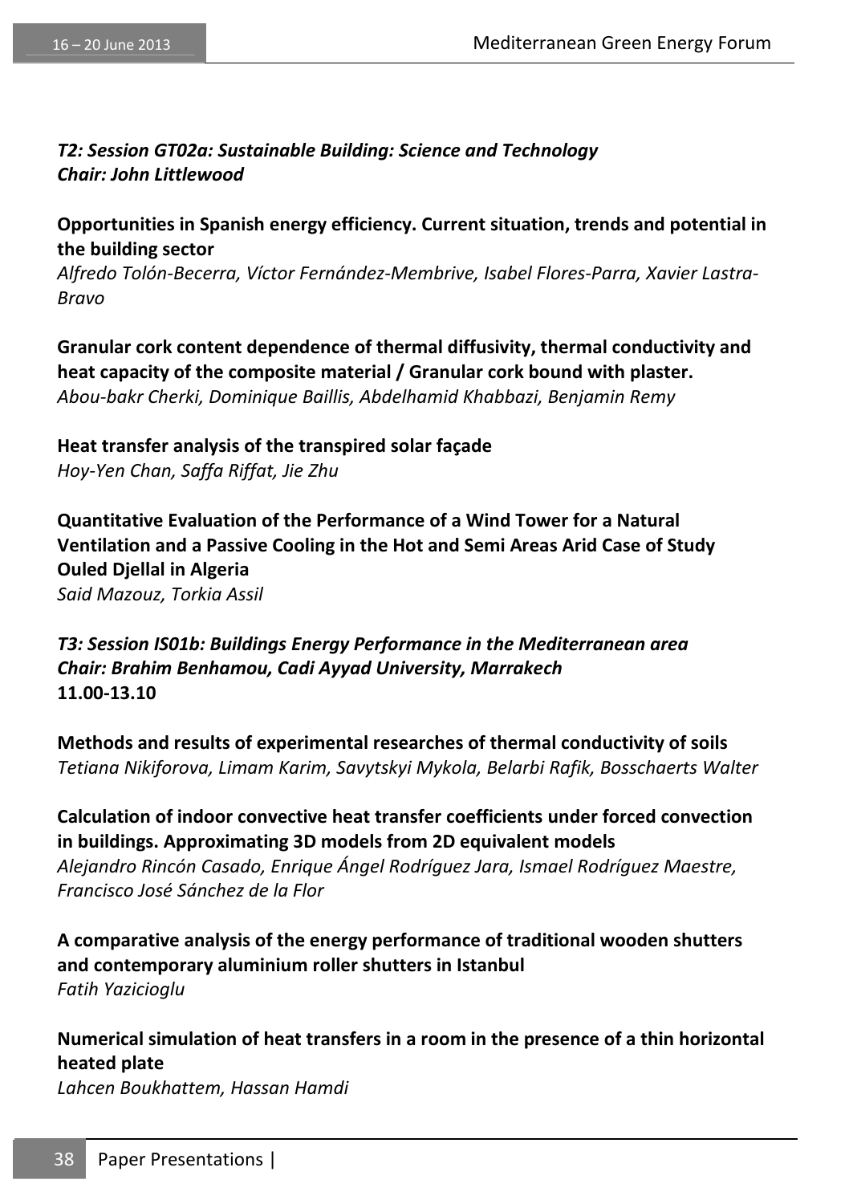***T2: Session GT02a: Sustainable Building: Science and Technology***
***Chair: John Littlewood***

**Opportunities in Spanish energy efficiency. Current situation, trends and potential in the building sector**
*Alfredo Tolón-Becerra, Víctor Fernández-Membrive, Isabel Flores-Parra, Xavier Lastra-Bravo*

**Granular cork content dependence of thermal diffusivity, thermal conductivity and heat capacity of the composite material / Granular cork bound with plaster.**
*Abou-bakr Cherki, Dominique Baillis, Abdelhamid Khabbazi, Benjamin Remy*

**Heat transfer analysis of the transpired solar façade**
*Hoy-Yen Chan, Saffa Riffat, Jie Zhu*

**Quantitative Evaluation of the Performance of a Wind Tower for a Natural Ventilation and a Passive Cooling in the Hot and Semi Areas Arid Case of Study Ouled Djellal in Algeria**
*Said Mazouz, Torkia Assil*

***T3: Session IS01b: Buildings Energy Performance in the Mediterranean area***
***Chair: Brahim Benhamou, Cadi Ayyad University, Marrakech***
**11.00-13.10**

**Methods and results of experimental researches of thermal conductivity of soils**
*Tetiana Nikiforova, Limam Karim, Savytskyi Mykola, Belarbi Rafik, Bosschaerts Walter*

**Calculation of indoor convective heat transfer coefficients under forced convection in buildings. Approximating 3D models from 2D equivalent models**
*Alejandro Rincón Casado, Enrique Ángel Rodríguez Jara, Ismael Rodríguez Maestre, Francisco José Sánchez de la Flor*

**A comparative analysis of the energy performance of traditional wooden shutters and contemporary aluminium roller shutters in Istanbul**
*Fatih Yazicioglu*

**Numerical simulation of heat transfers in a room in the presence of a thin horizontal heated plate**
*Lahcen Boukhattem, Hassan Hamdi*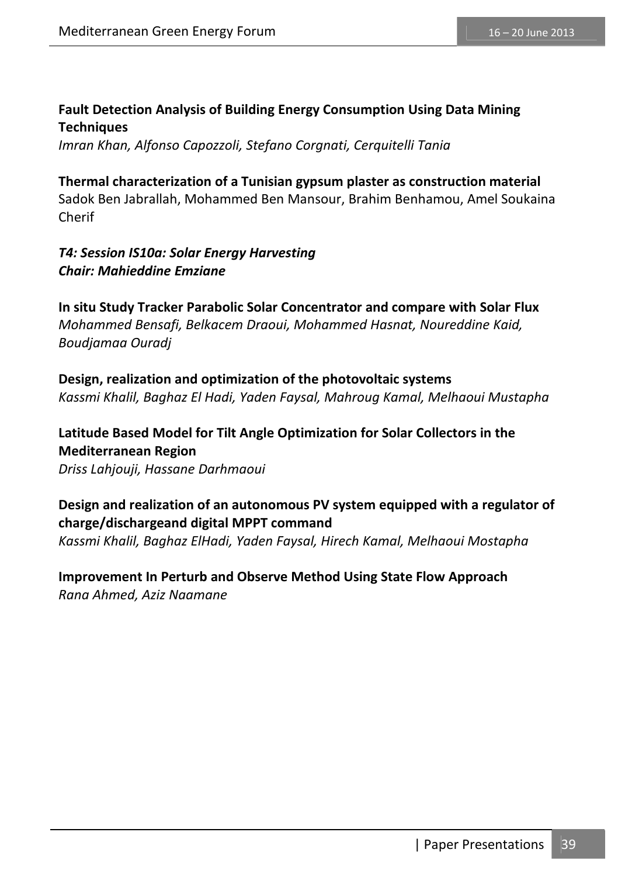**Fault Detection Analysis of Building Energy Consumption Using Data Mining Techniques**
*Imran Khan, Alfonso Capozzoli, Stefano Corgnati, Cerquitelli Tania*

**Thermal characterization of a Tunisian gypsum plaster as construction material**
Sadok Ben Jabrallah, Mohammed Ben Mansour, Brahim Benhamou, Amel Soukaina Cherif

***T4: Session IS10a: Solar Energy Harvesting***
***Chair: Mahieddine Emziane***

**In situ Study Tracker Parabolic Solar Concentrator and compare with Solar Flux**
*Mohammed Bensafi, Belkacem Draoui, Mohammed Hasnat, Noureddine Kaid, Boudjamaa Ouradj*

**Design, realization and optimization of the photovoltaic systems**
*Kassmi Khalil, Baghaz El Hadi, Yaden Faysal, Mahroug Kamal, Melhaoui Mustapha*

**Latitude Based Model for Tilt Angle Optimization for Solar Collectors in the Mediterranean Region**
*Driss Lahjouji, Hassane Darhmaoui*

**Design and realization of an autonomous PV system equipped with a regulator of charge/dischargeand digital MPPT command**
*Kassmi Khalil, Baghaz ElHadi, Yaden Faysal, Hirech Kamal, Melhaoui Mostapha*

**Improvement In Perturb and Observe Method Using State Flow Approach**
*Rana Ahmed, Aziz Naamane*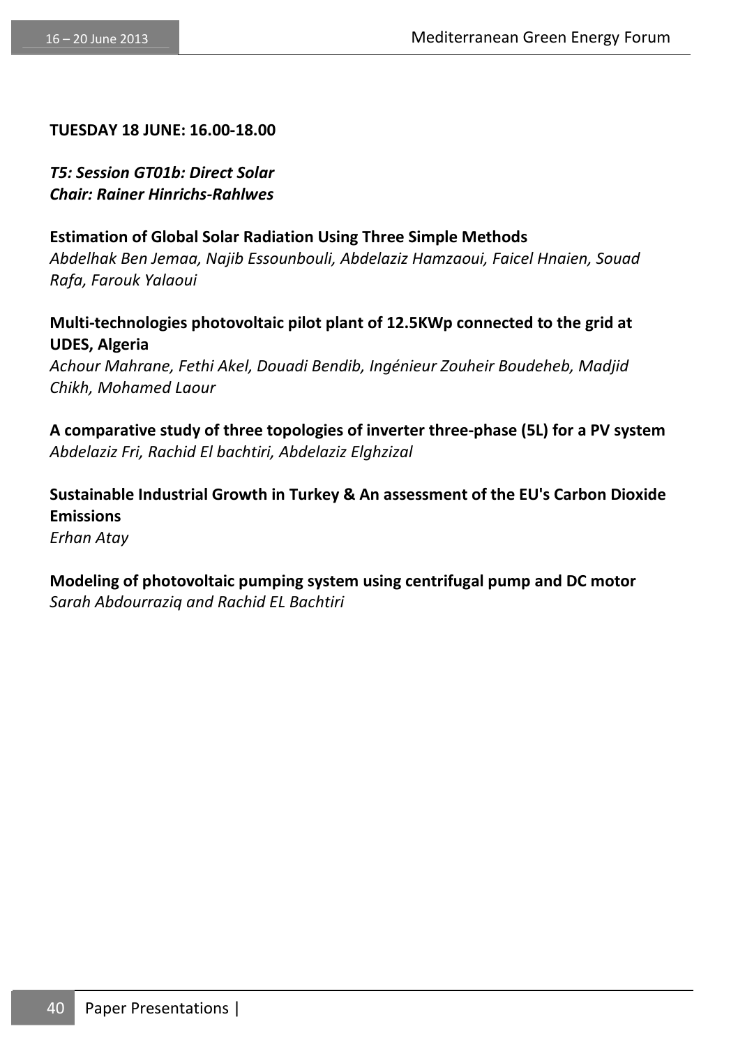**TUESDAY 18 JUNE: 16.00-18.00**

***T5: Session GT01b: Direct Solar***
***Chair: Rainer Hinrichs-Rahlwes***

**Estimation of Global Solar Radiation Using Three Simple Methods**
*Abdelhak Ben Jemaa, Najib Essounbouli, Abdelaziz Hamzaoui, Faicel Hnaien, Souad Rafa, Farouk Yalaoui*

**Multi-technologies photovoltaic pilot plant of 12.5KWp connected to the grid at UDES, Algeria**
*Achour Mahrane, Fethi Akel, Douadi Bendib, Ingénieur Zouheir Boudeheb, Madjid Chikh, Mohamed Laour*

**A comparative study of three topologies of inverter three-phase (5L) for a PV system**
*Abdelaziz Fri, Rachid El bachtiri, Abdelaziz Elghzizal*

**Sustainable Industrial Growth in Turkey & An assessment of the EU's Carbon Dioxide Emissions**
*Erhan Atay*

**Modeling of photovoltaic pumping system using centrifugal pump and DC motor**
*Sarah Abdourraziq and Rachid EL Bachtiri*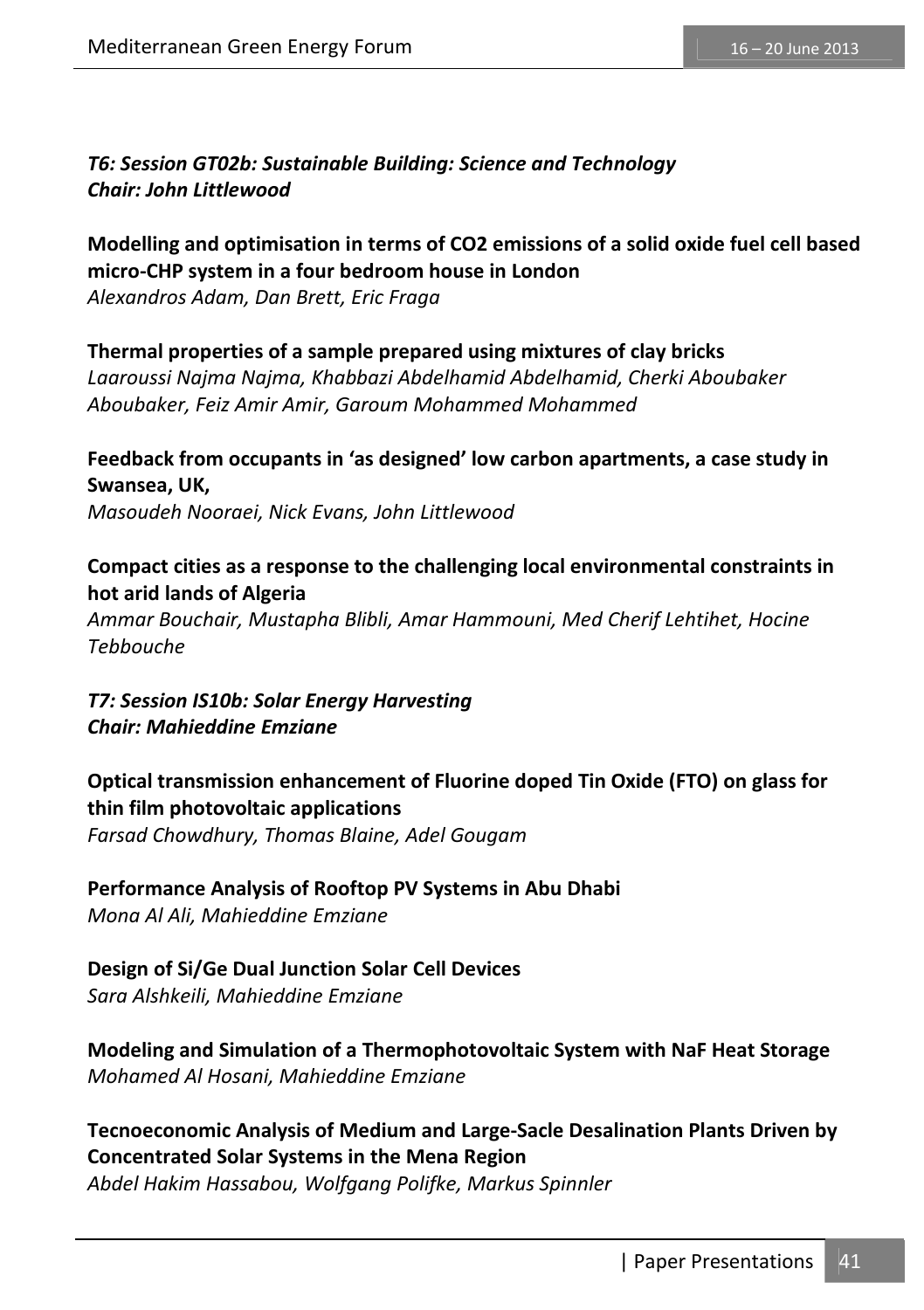***T6: Session GT02b: Sustainable Building: Science and Technology***
***Chair: John Littlewood***

**Modelling and optimisation in terms of $CO_2$ emissions of a solid oxide fuel cell based micro-CHP system in a four bedroom house in London**
*Alexandros Adam, Dan Brett, Eric Fraga*

**Thermal properties of a sample prepared using mixtures of clay bricks**
*Laaroussi Najma Najma, Khabbazi Abdelhamid Abdelhamid, Cherki Aboubaker Aboubaker, Feiz Amir Amir, Garoum Mohammed Mohammed*

**Feedback from occupants in 'as designed' low carbon apartments, a case study in Swansea, UK,**
*Masoudeh Nooraei, Nick Evans, John Littlewood*

**Compact cities as a response to the challenging local environmental constraints in hot arid lands of Algeria**
*Ammar Bouchair, Mustapha Blibli, Amar Hammouni, Med Cherif Lehtihet, Hocine Tebbouche*

***T7: Session IS10b: Solar Energy Harvesting***
***Chair: Mahieddine Emziane***

**Optical transmission enhancement of Fluorine doped Tin Oxide (FTO) on glass for thin film photovoltaic applications**
*Farsad Chowdhury, Thomas Blaine, Adel Gougam*

**Performance Analysis of Rooftop PV Systems in Abu Dhabi**
*Mona Al Ali, Mahieddine Emziane*

**Design of Si/Ge Dual Junction Solar Cell Devices**
*Sara Alshkeili, Mahieddine Emziane*

**Modeling and Simulation of a Thermophotovoltaic System with NaF Heat Storage**
*Mohamed Al Hosani, Mahieddine Emziane*

**Tecnoeconomic Analysis of Medium and Large-Sacle Desalination Plants Driven by Concentrated Solar Systems in the Mena Region**
*Abdel Hakim Hassabou, Wolfgang Polifke, Markus Spinnler*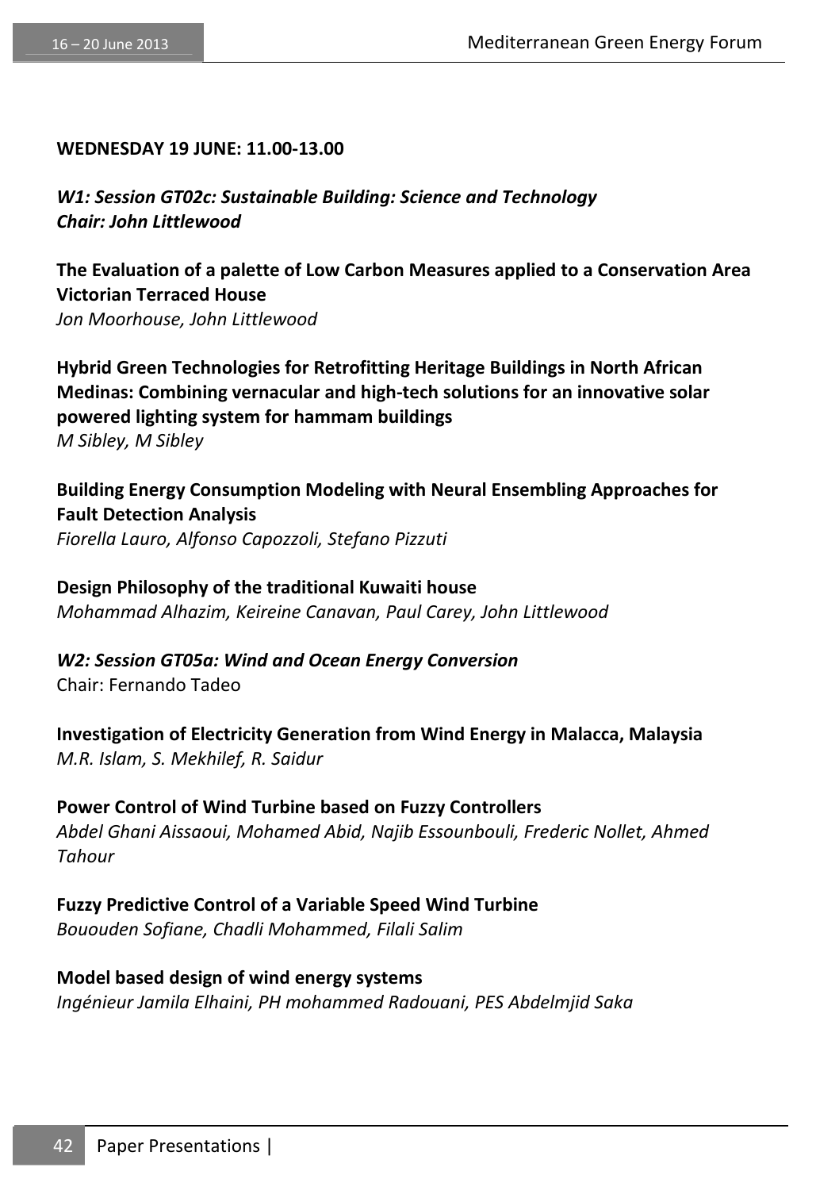**WEDNESDAY 19 JUNE: 11.00-13.00**

***W1: Session GT02c: Sustainable Building: Science and Technology***
***Chair: John Littlewood***

**The Evaluation of a palette of Low Carbon Measures applied to a Conservation Area Victorian Terraced House**
*Jon Moorhouse, John Littlewood*

**Hybrid Green Technologies for Retrofitting Heritage Buildings in North African Medinas: Combining vernacular and high-tech solutions for an innovative solar powered lighting system for hammam buildings**
*M Sibley, M Sibley*

**Building Energy Consumption Modeling with Neural Ensembling Approaches for Fault Detection Analysis**
*Fiorella Lauro, Alfonso Capozzoli, Stefano Pizzuti*

**Design Philosophy of the traditional Kuwaiti house**
*Mohammad Alhazim, Keireine Canavan, Paul Carey, John Littlewood*

***W2: Session GT05a: Wind and Ocean Energy Conversion***
Chair: Fernando Tadeo

**Investigation of Electricity Generation from Wind Energy in Malacca, Malaysia**
*M.R. Islam, S. Mekhilef, R. Saidur*

**Power Control of Wind Turbine based on Fuzzy Controllers**
*Abdel Ghani Aissaoui, Mohamed Abid, Najib Essounbouli, Frederic Nollet, Ahmed Tahour*

**Fuzzy Predictive Control of a Variable Speed Wind Turbine**
*Bououden Sofiane, Chadli Mohammed, Filali Salim*

**Model based design of wind energy systems**
*Ingénieur Jamila Elhaini, PH mohammed Radouani, PES Abdelmjid Saka*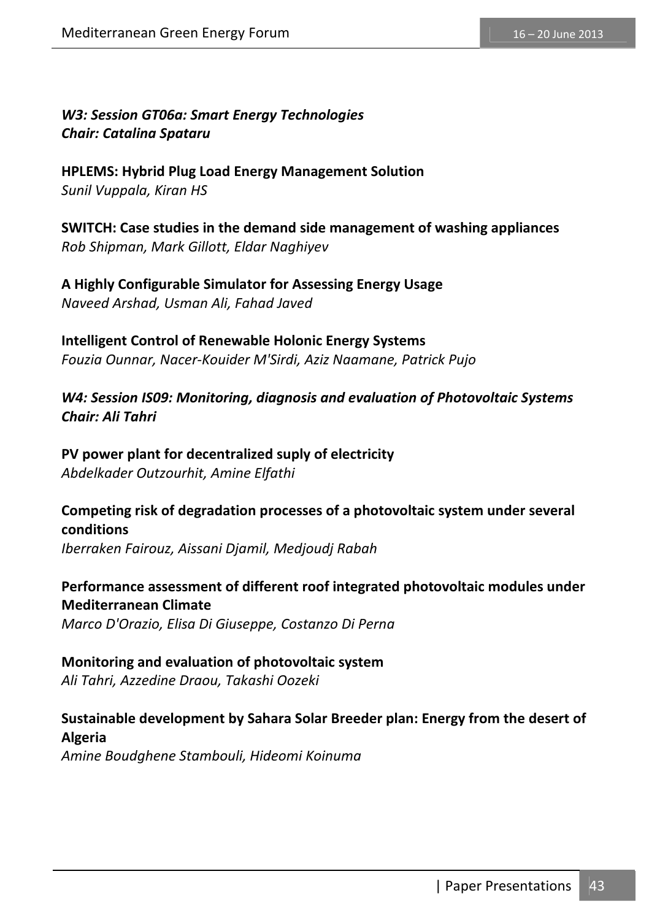***W3: Session GT06a: Smart Energy Technologies***
***Chair: Catalina Spataru***

**HPLEMS: Hybrid Plug Load Energy Management Solution**
*Sunil Vuppala, Kiran HS*

**SWITCH: Case studies in the demand side management of washing appliances**
*Rob Shipman, Mark Gillott, Eldar Naghiyev*

**A Highly Configurable Simulator for Assessing Energy Usage**
*Naveed Arshad, Usman Ali, Fahad Javed*

**Intelligent Control of Renewable Holonic Energy Systems**
*Fouzia Ounnar, Nacer-Kouider M'Sirdi, Aziz Naamane, Patrick Pujo*

***W4: Session IS09: Monitoring, diagnosis and evaluation of Photovoltaic Systems***
***Chair: Ali Tahri***

**PV power plant for decentralized suply of electricity**
*Abdelkader Outzourhit, Amine Elfathi*

**Competing risk of degradation processes of a photovoltaic system under several conditions**
*Iberraken Fairouz, Aissani Djamil, Medjoudj Rabah*

**Performance assessment of different roof integrated photovoltaic modules under Mediterranean Climate**
*Marco D'Orazio, Elisa Di Giuseppe, Costanzo Di Perna*

**Monitoring and evaluation of photovoltaic system**
*Ali Tahri, Azzedine Draou, Takashi Oozeki*

**Sustainable development by Sahara Solar Breeder plan: Energy from the desert of Algeria**
*Amine Boudghene Stambouli, Hideomi Koinuma*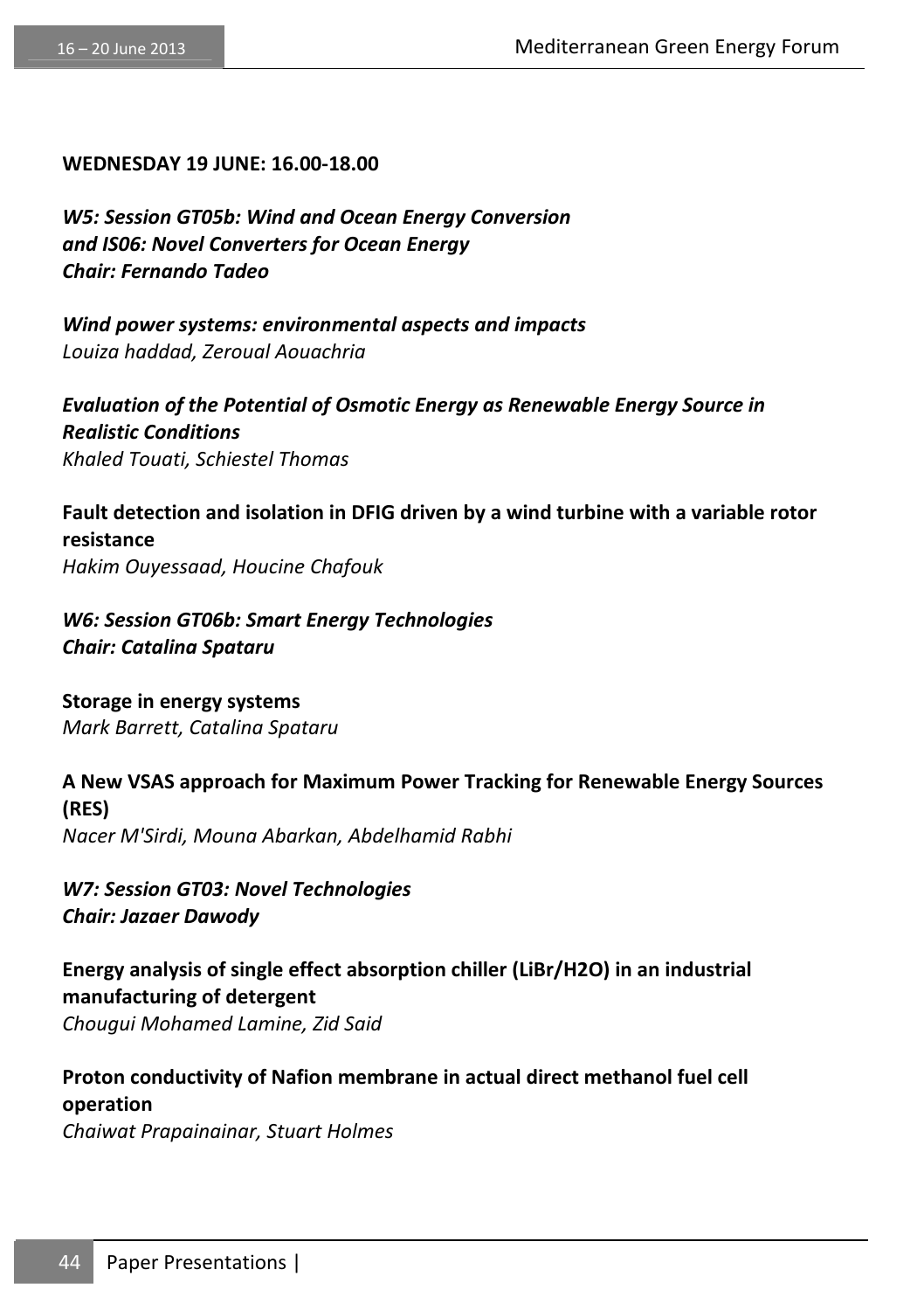**WEDNESDAY 19 JUNE: 16.00-18.00**

***W5: Session GT05b: Wind and Ocean Energy Conversion and IS06: Novel Converters for Ocean Energy***
***Chair: Fernando Tadeo***

***Wind power systems: environmental aspects and impacts***
*Louiza haddad, Zeroual Aouachria*

***Evaluation of the Potential of Osmotic Energy as Renewable Energy Source in Realistic Conditions***
*Khaled Touati, Schiestel Thomas*

**Fault detection and isolation in DFIG driven by a wind turbine with a variable rotor resistance**
*Hakim Ouyessaad, Houcine Chafouk*

***W6: Session GT06b: Smart Energy Technologies***
***Chair: Catalina Spataru***

**Storage in energy systems**
*Mark Barrett, Catalina Spataru*

**A New VSAS approach for Maximum Power Tracking for Renewable Energy Sources (RES)**
*Nacer M'Sirdi, Mouna Abarkan, Abdelhamid Rabhi*

***W7: Session GT03: Novel Technologies***
***Chair: Jazaer Dawody***

**Energy analysis of single effect absorption chiller (LiBr/H2O) in an industrial manufacturing of detergent**
*Chougui Mohamed Lamine, Zid Said*

**Proton conductivity of Nafion membrane in actual direct methanol fuel cell operation**
*Chaiwat Prapainainar, Stuart Holmes*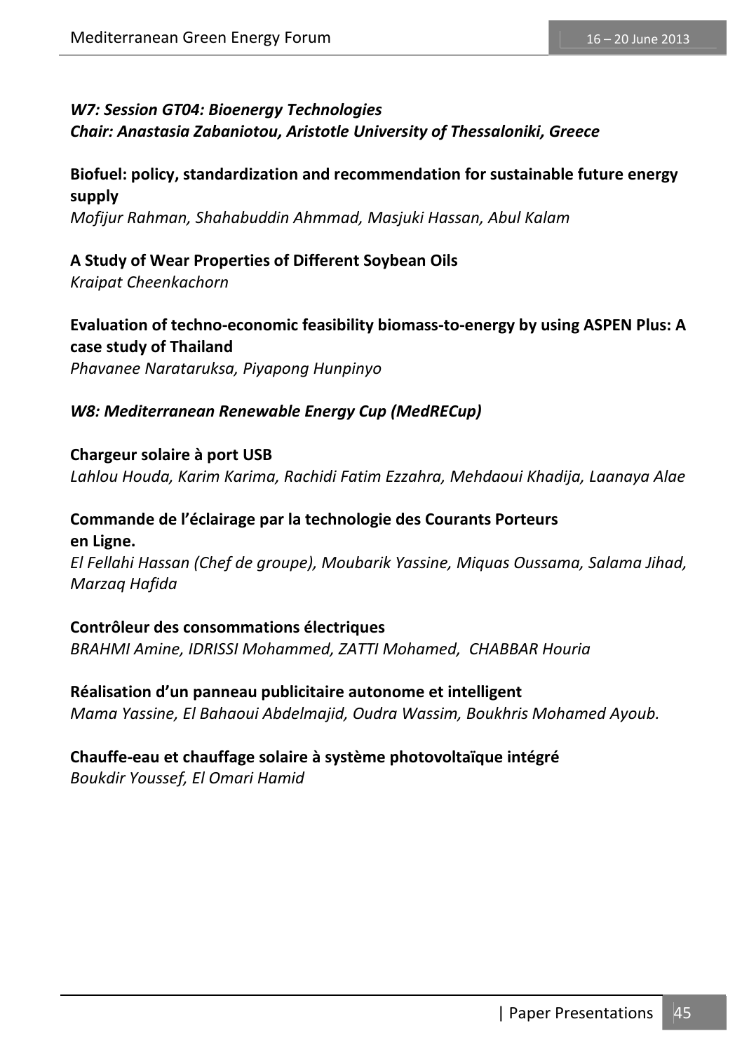***W7: Session GT04: Bioenergy Technologies***
***Chair: Anastasia Zabaniotou, Aristotle University of Thessaloniki, Greece***

**Biofuel: policy, standardization and recommendation for sustainable future energy supply**
*Mofijur Rahman, Shahabuddin Ahmmad, Masjuki Hassan, Abul Kalam*

**A Study of Wear Properties of Different Soybean Oils**
*Kraipat Cheenkachorn*

**Evaluation of techno-economic feasibility biomass-to-energy by using ASPEN Plus: A case study of Thailand**
*Phavanee Narataruksa, Piyapong Hunpinyo*

***W8: Mediterranean Renewable Energy Cup (MedRECup)***

**Chargeur solaire à port USB**
*Lahlou Houda, Karim Karima, Rachidi Fatim Ezzahra, Mehdaoui Khadija, Laanaya Alae*

**Commande de l'éclairage par la technologie des Courants Porteurs en Ligne.**
*El Fellahi Hassan (Chef de groupe), Moubarik Yassine, Miquas Oussama, Salama Jihad, Marzaq Hafida*

**Contrôleur des consommations électriques**
*BRAHMI Amine, IDRISSI Mohammed, ZATTI Mohamed, CHABBAR Houria*

**Réalisation d'un panneau publicitaire autonome et intelligent**
*Mama Yassine, El Bahaoui Abdelmajid, Oudra Wassim, Boukhris Mohamed Ayoub.*

**Chauffe-eau et chauffage solaire à système photovoltaïque intégré**
*Boukdir Youssef, El Omari Hamid*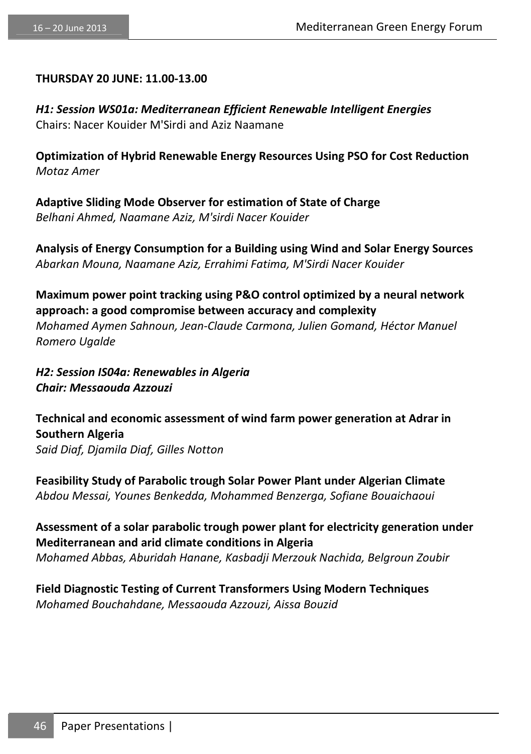**THURSDAY 20 JUNE: 11.00-13.00**

***H1: Session WS01a: Mediterranean Efficient Renewable Intelligent Energies***
Chairs: Nacer Kouider M'Sirdi and Aziz Naamane

**Optimization of Hybrid Renewable Energy Resources Using PSO for Cost Reduction**
*Motaz Amer*

**Adaptive Sliding Mode Observer for estimation of State of Charge**
*Belhani Ahmed, Naamane Aziz, M'sirdi Nacer Kouider*

**Analysis of Energy Consumption for a Building using Wind and Solar Energy Sources**
*Abarkan Mouna, Naamane Aziz, Errahimi Fatima, M'Sirdi Nacer Kouider*

**Maximum power point tracking using P&O control optimized by a neural network approach: a good compromise between accuracy and complexity**
*Mohamed Aymen Sahnoun, Jean-Claude Carmona, Julien Gomand, Héctor Manuel Romero Ugalde*

***H2: Session IS04a: Renewables in Algeria***
***Chair: Messaouda Azzouzi***

**Technical and economic assessment of wind farm power generation at Adrar in Southern Algeria**
*Said Diaf, Djamila Diaf, Gilles Notton*

**Feasibility Study of Parabolic trough Solar Power Plant under Algerian Climate**
*Abdou Messai, Younes Benkedda, Mohammed Benzerga, Sofiane Bouaichaoui*

**Assessment of a solar parabolic trough power plant for electricity generation under Mediterranean and arid climate conditions in Algeria**
*Mohamed Abbas, Aburidah Hanane, Kasbadji Merzouk Nachida, Belgroun Zoubir*

**Field Diagnostic Testing of Current Transformers Using Modern Techniques**
*Mohamed Bouchahdane, Messaouda Azzouzi, Aissa Bouzid*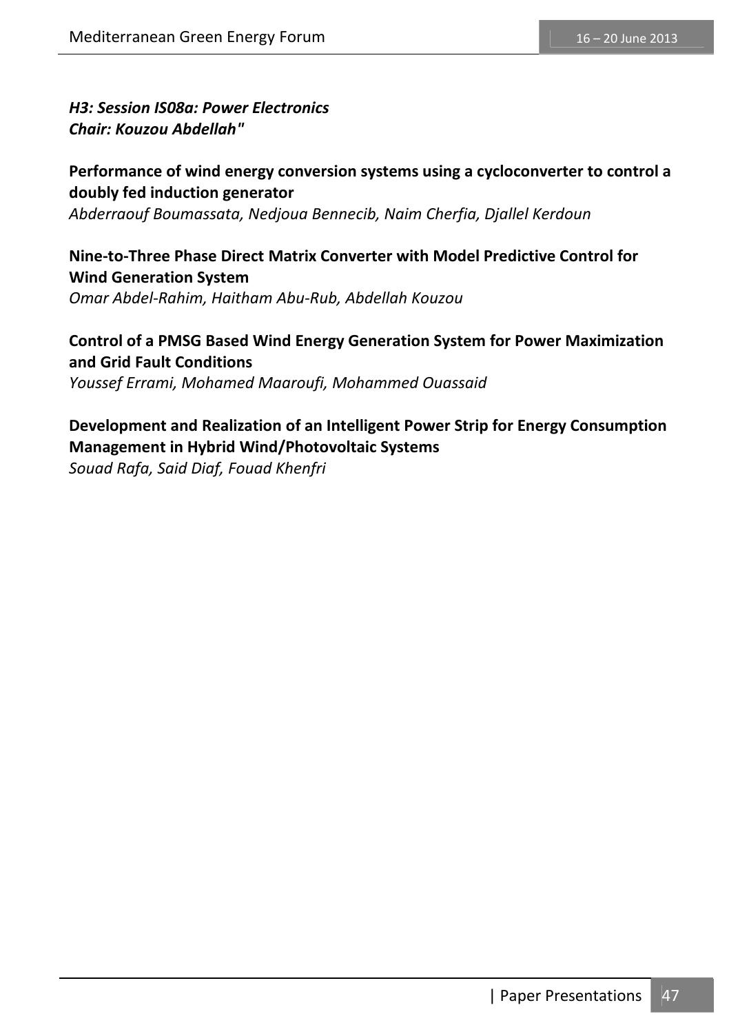***H3: Session IS08a: Power Electronics***
***Chair: Kouzou Abdellah"***

**Performance of wind energy conversion systems using a cycloconverter to control a doubly fed induction generator**
*Abderraouf Boumassata, Nedjoua Bennecib, Naim Cherfia, Djallel Kerdoun*

**Nine-to-Three Phase Direct Matrix Converter with Model Predictive Control for Wind Generation System**
*Omar Abdel-Rahim, Haitham Abu-Rub, Abdellah Kouzou*

**Control of a PMSG Based Wind Energy Generation System for Power Maximization and Grid Fault Conditions**
*Youssef Errami, Mohamed Maaroufi, Mohammed Ouassaid*

**Development and Realization of an Intelligent Power Strip for Energy Consumption Management in Hybrid Wind/Photovoltaic Systems**
*Souad Rafa, Said Diaf, Fouad Khenfri*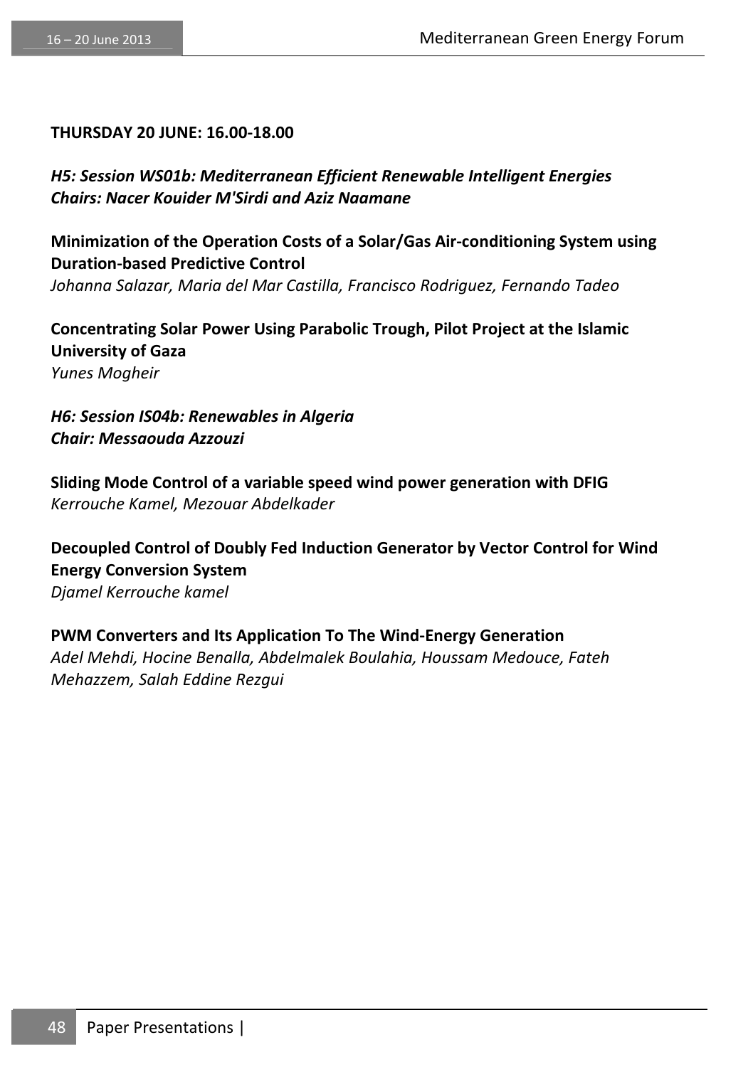**THURSDAY 20 JUNE: 16.00-18.00**

***H5: Session WS01b: Mediterranean Efficient Renewable Intelligent Energies***
***Chairs: Nacer Kouider M'Sirdi and Aziz Naamane***

**Minimization of the Operation Costs of a Solar/Gas Air-conditioning System using Duration-based Predictive Control**
*Johanna Salazar, Maria del Mar Castilla, Francisco Rodriguez, Fernando Tadeo*

**Concentrating Solar Power Using Parabolic Trough, Pilot Project at the Islamic University of Gaza**
*Yunes Mogheir*

***H6: Session IS04b: Renewables in Algeria***
***Chair: Messaouda Azzouzi***

**Sliding Mode Control of a variable speed wind power generation with DFIG**
*Kerrouche Kamel, Mezouar Abdelkader*

**Decoupled Control of Doubly Fed Induction Generator by Vector Control for Wind Energy Conversion System**
*Djamel Kerrouche kamel*

**PWM Converters and Its Application To The Wind-Energy Generation**
*Adel Mehdi, Hocine Benalla, Abdelmalek Boulahia, Houssam Medouce, Fateh Mehazzem, Salah Eddine Rezgui*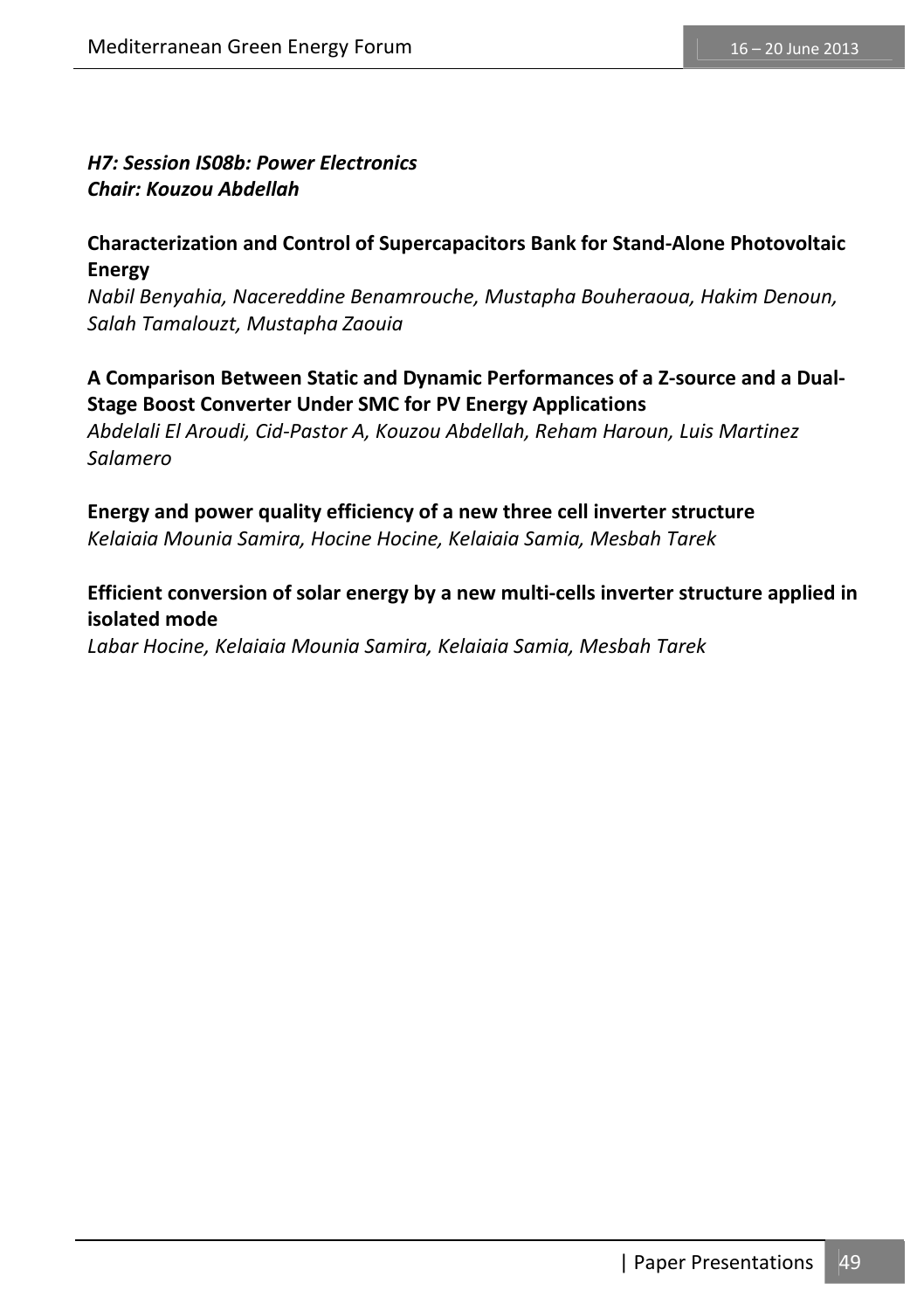***H7: Session IS08b: Power Electronics***
***Chair: Kouzou Abdellah***

**Characterization and Control of Supercapacitors Bank for Stand-Alone Photovoltaic Energy**
*Nabil Benyahia, Nacereddine Benamrouche, Mustapha Bouheraoua, Hakim Denoun, Salah Tamalouzt, Mustapha Zaouia*

**A Comparison Between Static and Dynamic Performances of a Z-source and a Dual-Stage Boost Converter Under SMC for PV Energy Applications**
*Abdelali El Aroudi, Cid-Pastor A, Kouzou Abdellah, Reham Haroun, Luis Martinez Salamero*

**Energy and power quality efficiency of a new three cell inverter structure**
*Kelaiaia Mounia Samira, Hocine Hocine, Kelaiaia Samia, Mesbah Tarek*

**Efficient conversion of solar energy by a new multi-cells inverter structure applied in isolated mode**
*Labar Hocine, Kelaiaia Mounia Samira, Kelaiaia Samia, Mesbah Tarek*